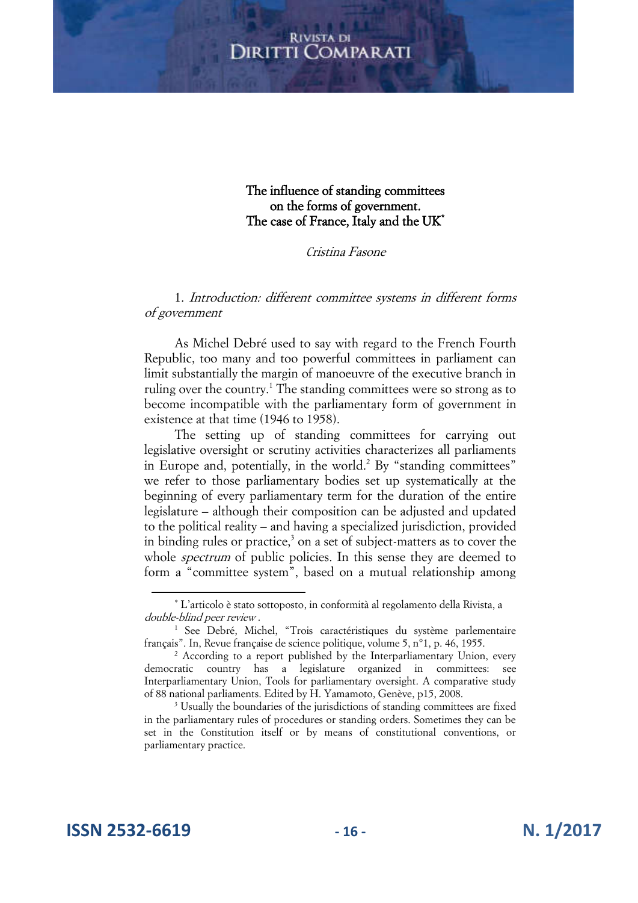# The influence of standing committees on the forms of government. The case of France, Italy and the UK[*]

*Cristina Fasone*

## 1. *Introduction: different committee systems in different forms of government*

As Michel Debré used to say with regard to the French Fourth Republic, too many and too powerful committees in parliament can limit substantially the margin of manoeuvre of the executive branch in ruling over the country.[1] The standing committees were so strong as to become incompatible with the parliamentary form of government in existence at that time (1946 to 1958).

The setting up of standing committees for carrying out legislative oversight or scrutiny activities characterizes all parliaments in Europe and, potentially, in the world.[2] By "standing committees" we refer to those parliamentary bodies set up systematically at the beginning of every parliamentary term for the duration of the entire legislature – although their composition can be adjusted and updated to the political reality – and having a specialized jurisdiction, provided in binding rules or practice,[3] on a set of subject-matters as to cover the whole *spectrum* of public policies. In this sense they are deemed to form a "committee system", based on a mutual relationship among

---

[*] L'articolo è stato sottoposto, in conformità al regolamento della Rivista, a *double-blind peer review*.

[1] See Debré, Michel, "Trois caractéristiques du système parlementaire français". In, Revue française de science politique, volume 5, n°1, p. 46, 1955.

[2] According to a report published by the Interparliamentary Union, every democratic country has a legislature organized in committees: see Interparliamentary Union, Tools for parliamentary oversight. A comparative study of 88 national parliaments. Edited by H. Yamamoto, Genève, p15, 2008.

[3] Usually the boundaries of the jurisdictions of standing committees are fixed in the parliamentary rules of procedures or standing orders. Sometimes they can be set in the Constitution itself or by means of constitutional conventions, or parliamentary practice.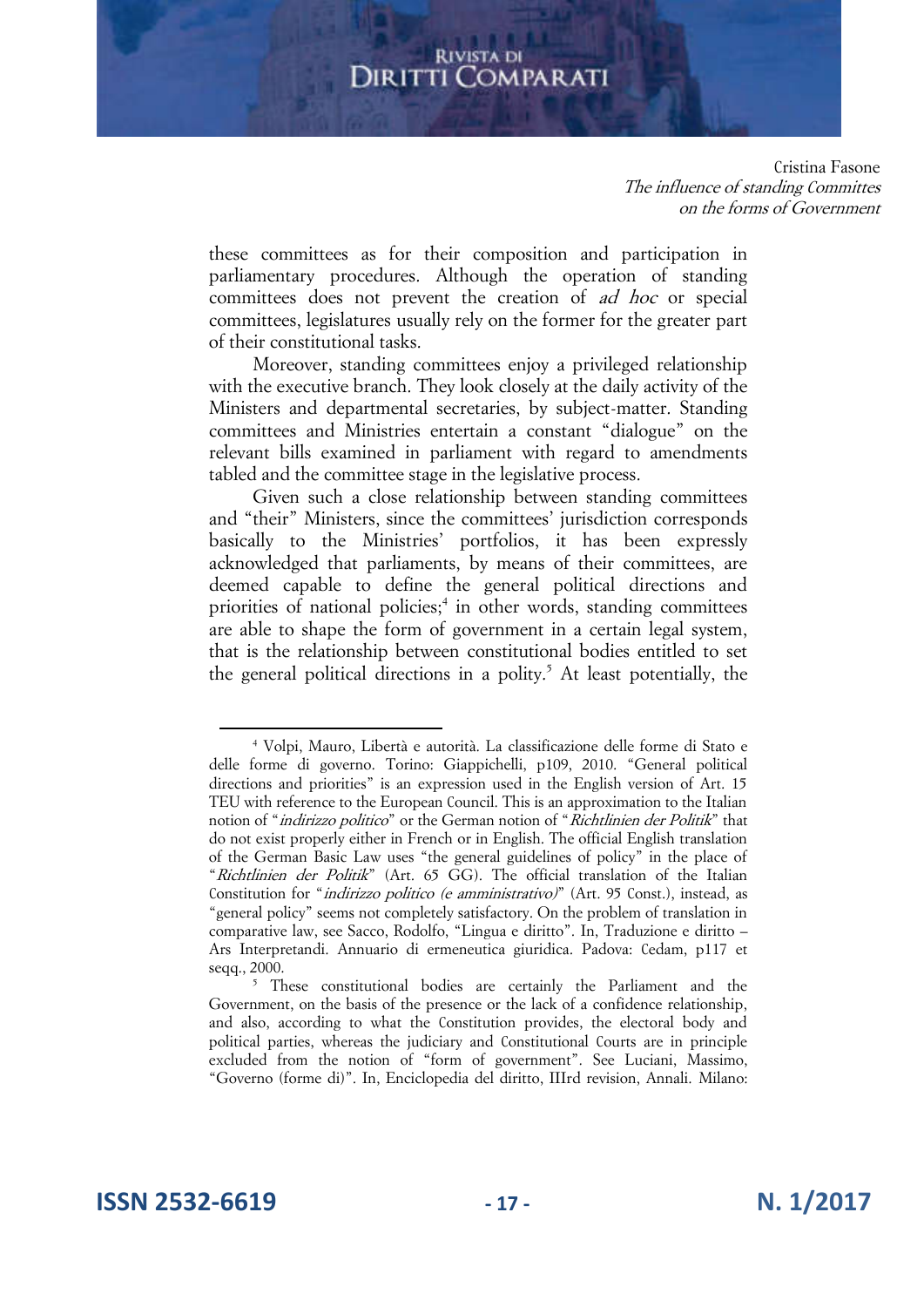these committees as for their composition and participation in parliamentary procedures. Although the operation of standing committees does not prevent the creation of *ad hoc* or special committees, legislatures usually rely on the former for the greater part of their constitutional tasks.

Moreover, standing committees enjoy a privileged relationship with the executive branch. They look closely at the daily activity of the Ministers and departmental secretaries, by subject-matter. Standing committees and Ministries entertain a constant "dialogue" on the relevant bills examined in parliament with regard to amendments tabled and the committee stage in the legislative process.

Given such a close relationship between standing committees and "their" Ministers, since the committees' jurisdiction corresponds basically to the Ministries' portfolios, it has been expressly acknowledged that parliaments, by means of their committees, are deemed capable to define the general political directions and priorities of national policies;[4] in other words, standing committees are able to shape the form of government in a certain legal system, that is the relationship between constitutional bodies entitled to set the general political directions in a polity.[5] At least potentially, the

---

[4] Volpi, Mauro, Libertà e autorità. La classificazione delle forme di Stato e delle forme di governo. Torino: Giappichelli, p109, 2010. "General political directions and priorities" is an expression used in the English version of Art. 15 TEU with reference to the European Council. This is an approximation to the Italian notion of "*indirizzo politico*" or the German notion of "*Richtlinien der Politik*" that do not exist properly either in French or in English. The official English translation of the German Basic Law uses "the general guidelines of policy" in the place of "*Richtlinien der Politik*" (Art. 65 GG). The official translation of the Italian Constitution for "*indirizzo politico (e amministrativo)*" (Art. 95 Const.), instead, as "general policy" seems not completely satisfactory. On the problem of translation in comparative law, see Sacco, Rodolfo, "Lingua e diritto". In, Traduzione e diritto – Ars Interpretandi. Annuario di ermeneutica giuridica. Padova: Cedam, p117 et seqq., 2000.

[5] These constitutional bodies are certainly the Parliament and the Government, on the basis of the presence or the lack of a confidence relationship, and also, according to what the Constitution provides, the electoral body and political parties, whereas the judiciary and Constitutional Courts are in principle excluded from the notion of "form of government". See Luciani, Massimo, "Governo (forme di)". In, Enciclopedia del diritto, IIIrd revision, Annali. Milano: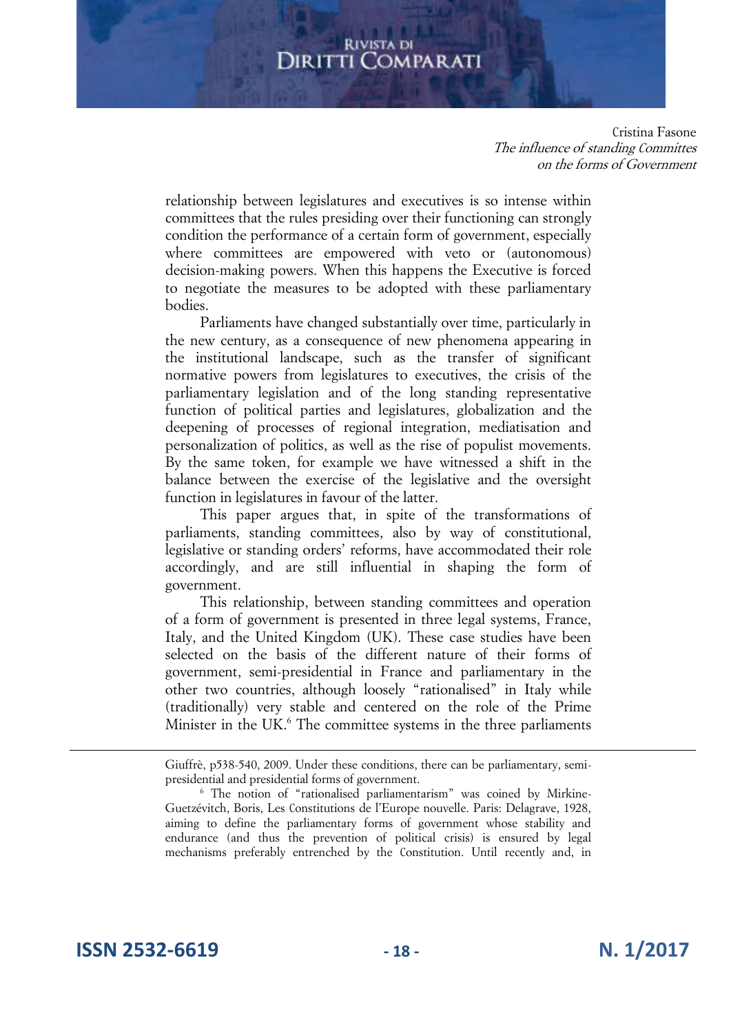relationship between legislatures and executives is so intense within committees that the rules presiding over their functioning can strongly condition the performance of a certain form of government, especially where committees are empowered with veto or (autonomous) decision-making powers. When this happens the Executive is forced to negotiate the measures to be adopted with these parliamentary bodies.

Parliaments have changed substantially over time, particularly in the new century, as a consequence of new phenomena appearing in the institutional landscape, such as the transfer of significant normative powers from legislatures to executives, the crisis of the parliamentary legislation and of the long standing representative function of political parties and legislatures, globalization and the deepening of processes of regional integration, mediatisation and personalization of politics, as well as the rise of populist movements. By the same token, for example we have witnessed a shift in the balance between the exercise of the legislative and the oversight function in legislatures in favour of the latter.

This paper argues that, in spite of the transformations of parliaments, standing committees, also by way of constitutional, legislative or standing orders' reforms, have accommodated their role accordingly, and are still influential in shaping the form of government.

This relationship, between standing committees and operation of a form of government is presented in three legal systems, France, Italy, and the United Kingdom (UK). These case studies have been selected on the basis of the different nature of their forms of government, semi-presidential in France and parliamentary in the other two countries, although loosely "rationalised" in Italy while (traditionally) very stable and centered on the role of the Prime Minister in the UK.[6] The committee systems in the three parliaments

---

Giuffrè, p538-540, 2009. Under these conditions, there can be parliamentary, semi-presidential and presidential forms of government.

[6] The notion of "rationalised parliamentarism" was coined by Mirkine-Guetzévitch, Boris, Les Constitutions de l'Europe nouvelle. Paris: Delagrave, 1928, aiming to define the parliamentary forms of government whose stability and endurance (and thus the prevention of political crisis) is ensured by legal mechanisms preferably entrenched by the Constitution. Until recently and, in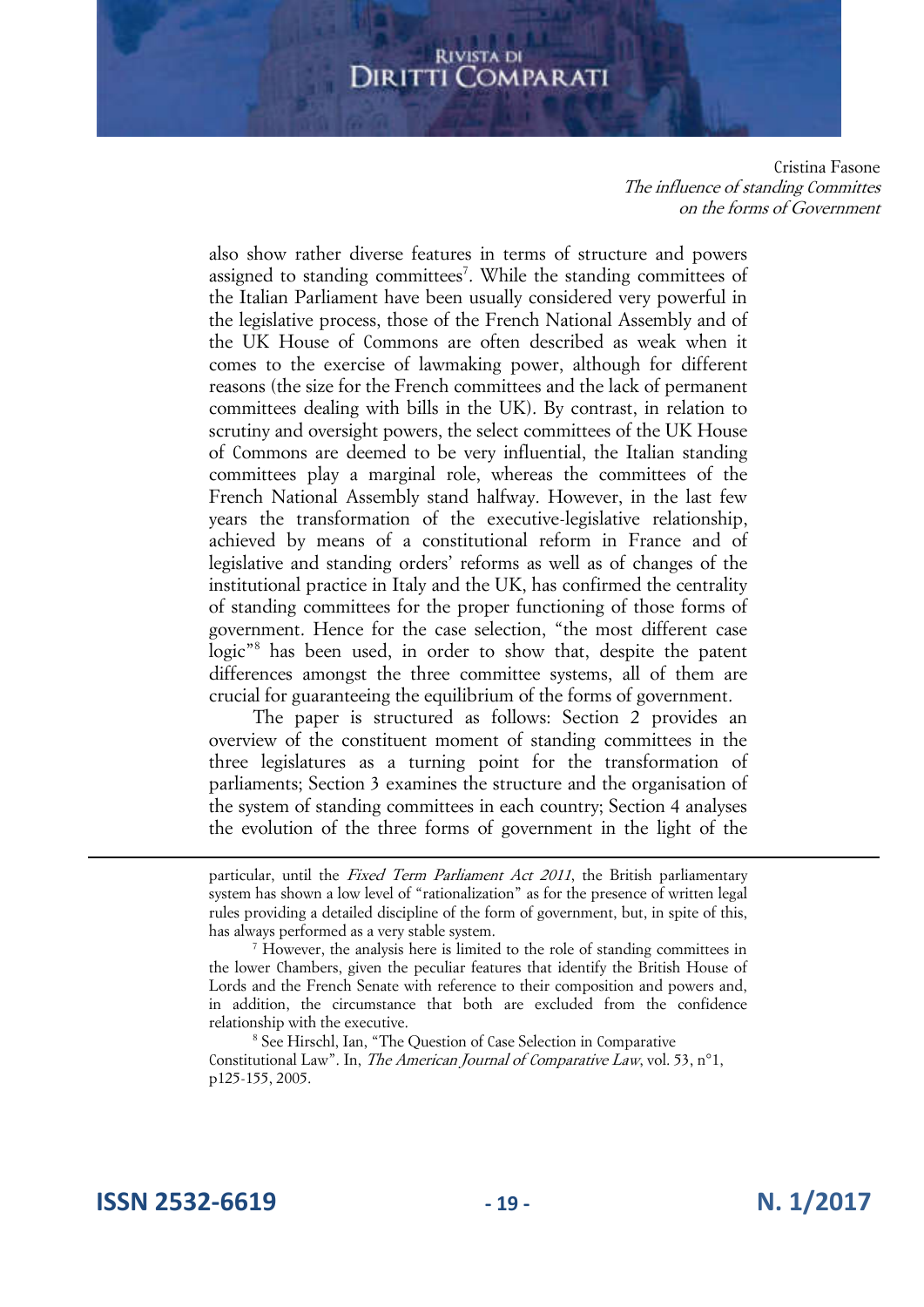also show rather diverse features in terms of structure and powers assigned to standing committees[7]. While the standing committees of the Italian Parliament have been usually considered very powerful in the legislative process, those of the French National Assembly and of the UK House of Commons are often described as weak when it comes to the exercise of lawmaking power, although for different reasons (the size for the French committees and the lack of permanent committees dealing with bills in the UK). By contrast, in relation to scrutiny and oversight powers, the select committees of the UK House of Commons are deemed to be very influential, the Italian standing committees play a marginal role, whereas the committees of the French National Assembly stand halfway. However, in the last few years the transformation of the executive-legislative relationship, achieved by means of a constitutional reform in France and of legislative and standing orders' reforms as well as of changes of the institutional practice in Italy and the UK, has confirmed the centrality of standing committees for the proper functioning of those forms of government. Hence for the case selection, "the most different case logic"[8] has been used, in order to show that, despite the patent differences amongst the three committee systems, all of them are crucial for guaranteeing the equilibrium of the forms of government.

The paper is structured as follows: Section 2 provides an overview of the constituent moment of standing committees in the three legislatures as a turning point for the transformation of parliaments; Section 3 examines the structure and the organisation of the system of standing committees in each country; Section 4 analyses the evolution of the three forms of government in the light of the

---

particular, until the *Fixed Term Parliament Act 2011*, the British parliamentary system has shown a low level of "rationalization" as for the presence of written legal rules providing a detailed discipline of the form of government, but, in spite of this, has always performed as a very stable system.

[7] However, the analysis here is limited to the role of standing committees in the lower Chambers, given the peculiar features that identify the British House of Lords and the French Senate with reference to their composition and powers and, in addition, the circumstance that both are excluded from the confidence relationship with the executive.

[8] See Hirschl, Ian, "The Question of Case Selection in Comparative Constitutional Law". In, *The American Journal of Comparative Law*, vol. 53, n°1, p125-155, 2005.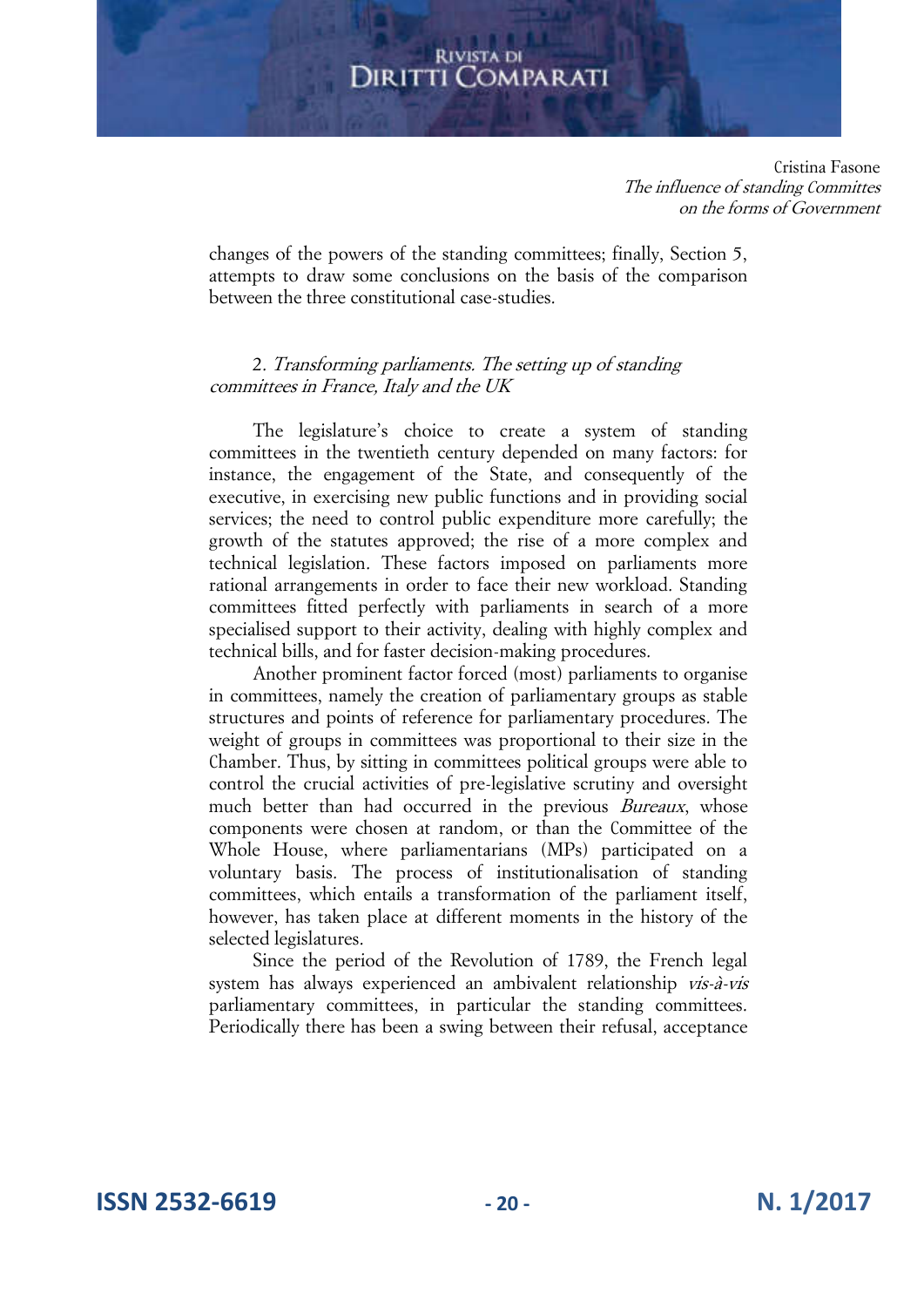changes of the powers of the standing committees; finally, Section 5, attempts to draw some conclusions on the basis of the comparison between the three constitutional case-studies.

## 2. *Transforming parliaments. The setting up of standing committees in France, Italy and the UK*

The legislature's choice to create a system of standing committees in the twentieth century depended on many factors: for instance, the engagement of the State, and consequently of the executive, in exercising new public functions and in providing social services; the need to control public expenditure more carefully; the growth of the statutes approved; the rise of a more complex and technical legislation. These factors imposed on parliaments more rational arrangements in order to face their new workload. Standing committees fitted perfectly with parliaments in search of a more specialised support to their activity, dealing with highly complex and technical bills, and for faster decision-making procedures.

Another prominent factor forced (most) parliaments to organise in committees, namely the creation of parliamentary groups as stable structures and points of reference for parliamentary procedures. The weight of groups in committees was proportional to their size in the Chamber. Thus, by sitting in committees political groups were able to control the crucial activities of pre-legislative scrutiny and oversight much better than had occurred in the previous *Bureaux*, whose components were chosen at random, or than the Committee of the Whole House, where parliamentarians (MPs) participated on a voluntary basis. The process of institutionalisation of standing committees, which entails a transformation of the parliament itself, however, has taken place at different moments in the history of the selected legislatures.

Since the period of the Revolution of 1789, the French legal system has always experienced an ambivalent relationship *vis-à-vis* parliamentary committees, in particular the standing committees. Periodically there has been a swing between their refusal, acceptance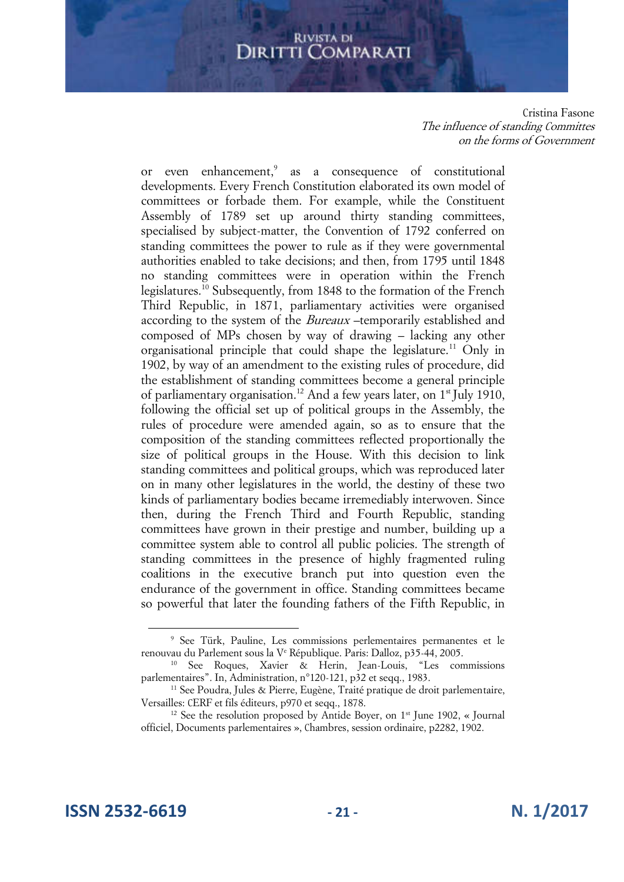or even enhancement,[9] as a consequence of constitutional developments. Every French Constitution elaborated its own model of committees or forbade them. For example, while the Constituent Assembly of 1789 set up around thirty standing committees, specialised by subject-matter, the Convention of 1792 conferred on standing committees the power to rule as if they were governmental authorities enabled to take decisions; and then, from 1795 until 1848 no standing committees were in operation within the French legislatures.[10] Subsequently, from 1848 to the formation of the French Third Republic, in 1871, parliamentary activities were organised according to the system of the *Bureaux* –temporarily established and composed of MPs chosen by way of drawing – lacking any other organisational principle that could shape the legislature.[11] Only in 1902, by way of an amendment to the existing rules of procedure, did the establishment of standing committees become a general principle of parliamentary organisation.[12] And a few years later, on 1st July 1910, following the official set up of political groups in the Assembly, the rules of procedure were amended again, so as to ensure that the composition of the standing committees reflected proportionally the size of political groups in the House. With this decision to link standing committees and political groups, which was reproduced later on in many other legislatures in the world, the destiny of these two kinds of parliamentary bodies became irremediably interwoven. Since then, during the French Third and Fourth Republic, standing committees have grown in their prestige and number, building up a committee system able to control all public policies. The strength of standing committees in the presence of highly fragmented ruling coalitions in the executive branch put into question even the endurance of the government in office. Standing committees became so powerful that later the founding fathers of the Fifth Republic, in

---

[9] See Türk, Pauline, Les commissions perlementaires permanentes et le renouvau du Parlement sous la Ve République. Paris: Dalloz, p35-44, 2005.

[10] See Roques, Xavier & Herin, Jean-Louis, "Les commissions parlementaires". In, Administration, n°120-121, p32 et seqq., 1983.

[11] See Poudra, Jules & Pierre, Eugène, Traité pratique de droit parlementaire, Versailles: CERF et fils éditeurs, p970 et seqq., 1878.

[12] See the resolution proposed by Antide Boyer, on 1st June 1902, « Journal officiel, Documents parlementaires », Chambres, session ordinaire, p2282, 1902.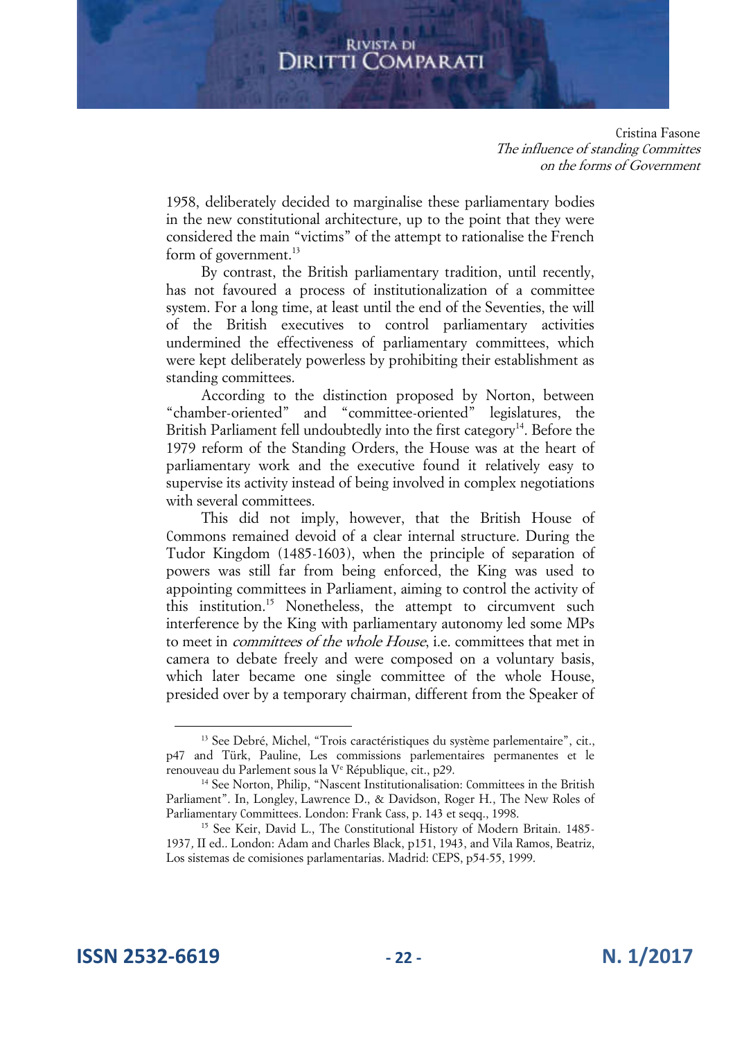1958, deliberately decided to marginalise these parliamentary bodies in the new constitutional architecture, up to the point that they were considered the main "victims" of the attempt to rationalise the French form of government.[13]

By contrast, the British parliamentary tradition, until recently, has not favoured a process of institutionalization of a committee system. For a long time, at least until the end of the Seventies, the will of the British executives to control parliamentary activities undermined the effectiveness of parliamentary committees, which were kept deliberately powerless by prohibiting their establishment as standing committees.

According to the distinction proposed by Norton, between "chamber-oriented" and "committee-oriented" legislatures, the British Parliament fell undoubtedly into the first category[14]. Before the 1979 reform of the Standing Orders, the House was at the heart of parliamentary work and the executive found it relatively easy to supervise its activity instead of being involved in complex negotiations with several committees.

This did not imply, however, that the British House of Commons remained devoid of a clear internal structure. During the Tudor Kingdom (1485-1603), when the principle of separation of powers was still far from being enforced, the King was used to appointing committees in Parliament, aiming to control the activity of this institution.[15] Nonetheless, the attempt to circumvent such interference by the King with parliamentary autonomy led some MPs to meet in *committees of the whole House*, i.e. committees that met in camera to debate freely and were composed on a voluntary basis, which later became one single committee of the whole House, presided over by a temporary chairman, different from the Speaker of

---

[13] See Debré, Michel, "Trois caractéristiques du système parlementaire", cit., p47 and Türk, Pauline, Les commissions parlementaires permanentes et le renouveau du Parlement sous la V[e] République, cit., p29.

[14] See Norton, Philip, "Nascent Institutionalisation: Committees in the British Parliament". In, Longley, Lawrence D., & Davidson, Roger H., The New Roles of Parliamentary Committees. London: Frank Cass, p. 143 et seqq., 1998.

[15] See Keir, David L., The Constitutional History of Modern Britain. 1485-1937, II ed.. London: Adam and Charles Black, p151, 1943, and Vila Ramos, Beatriz, Los sistemas de comisiones parlamentarias. Madrid: CEPS, p54-55, 1999.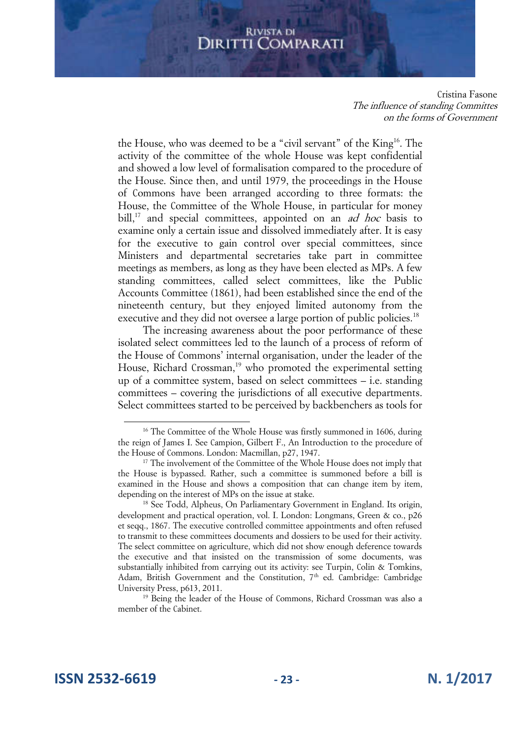the House, who was deemed to be a "civil servant" of the King[16]. The activity of the committee of the whole House was kept confidential and showed a low level of formalisation compared to the procedure of the House. Since then, and until 1979, the proceedings in the House of Commons have been arranged according to three formats: the House, the Committee of the Whole House, in particular for money bill,[17] and special committees, appointed on an *ad hoc* basis to examine only a certain issue and dissolved immediately after. It is easy for the executive to gain control over special committees, since Ministers and departmental secretaries take part in committee meetings as members, as long as they have been elected as MPs. A few standing committees, called select committees, like the Public Accounts Committee (1861), had been established since the end of the nineteenth century, but they enjoyed limited autonomy from the executive and they did not oversee a large portion of public policies.[18]

The increasing awareness about the poor performance of these isolated select committees led to the launch of a process of reform of the House of Commons' internal organisation, under the leader of the House, Richard Crossman,[19] who promoted the experimental setting up of a committee system, based on select committees – i.e. standing committees – covering the jurisdictions of all executive departments. Select committees started to be perceived by backbenchers as tools for

---

[16] The Committee of the Whole House was firstly summoned in 1606, during the reign of James I. See Campion, Gilbert F., An Introduction to the procedure of the House of Commons. London: Macmillan, p27, 1947.

[17] The involvement of the Committee of the Whole House does not imply that the House is bypassed. Rather, such a committee is summoned before a bill is examined in the House and shows a composition that can change item by item, depending on the interest of MPs on the issue at stake.

[18] See Todd, Alpheus, On Parliamentary Government in England. Its origin, development and practical operation, vol. I. London: Longmans, Green & co., p26 et seqq., 1867. The executive controlled committee appointments and often refused to transmit to these committees documents and dossiers to be used for their activity. The select committee on agriculture, which did not show enough deference towards the executive and that insisted on the transmission of some documents, was substantially inhibited from carrying out its activity: see Turpin, Colin & Tomkins, Adam, British Government and the Constitution, 7th ed. Cambridge: Cambridge University Press, p613, 2011.

[19] Being the leader of the House of Commons, Richard Crossman was also a member of the Cabinet.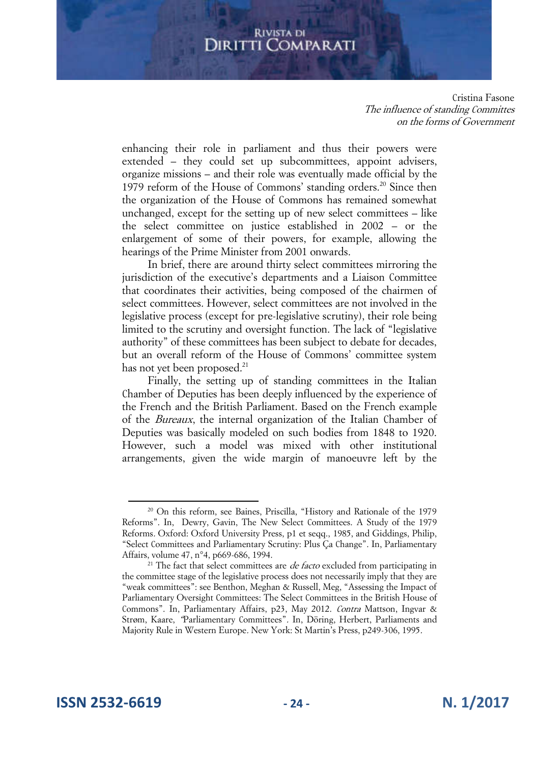enhancing their role in parliament and thus their powers were extended – they could set up subcommittees, appoint advisers, organize missions – and their role was eventually made official by the 1979 reform of the House of Commons' standing orders.[20] Since then the organization of the House of Commons has remained somewhat unchanged, except for the setting up of new select committees – like the select committee on justice established in 2002 – or the enlargement of some of their powers, for example, allowing the hearings of the Prime Minister from 2001 onwards.

In brief, there are around thirty select committees mirroring the jurisdiction of the executive's departments and a Liaison Committee that coordinates their activities, being composed of the chairmen of select committees. However, select committees are not involved in the legislative process (except for pre-legislative scrutiny), their role being limited to the scrutiny and oversight function. The lack of "legislative authority" of these committees has been subject to debate for decades, but an overall reform of the House of Commons' committee system has not yet been proposed.[21]

Finally, the setting up of standing committees in the Italian Chamber of Deputies has been deeply influenced by the experience of the French and the British Parliament. Based on the French example of the *Bureaux*, the internal organization of the Italian Chamber of Deputies was basically modeled on such bodies from 1848 to 1920. However, such a model was mixed with other institutional arrangements, given the wide margin of manoeuvre left by the

---

[20] On this reform, see Baines, Priscilla, "History and Rationale of the 1979 Reforms". In, Dewry, Gavin, The New Select Committees. A Study of the 1979 Reforms. Oxford: Oxford University Press, p1 et seqq., 1985, and Giddings, Philip, "Select Committees and Parliamentary Scrutiny: Plus Ça Change". In, Parliamentary Affairs, volume 47, n°4, p669-686, 1994.

[21] The fact that select committees are *de facto* excluded from participating in the committee stage of the legislative process does not necessarily imply that they are "weak committees": see Benthon, Meghan & Russell, Meg, "Assessing the Impact of Parliamentary Oversight Committees: The Select Committees in the British House of Commons". In, Parliamentary Affairs, p23, May 2012. *Contra* Mattson, Ingvar & Strøm, Kaare, "Parliamentary Committees". In, Döring, Herbert, Parliaments and Majority Rule in Western Europe. New York: St Martin's Press, p249-306, 1995.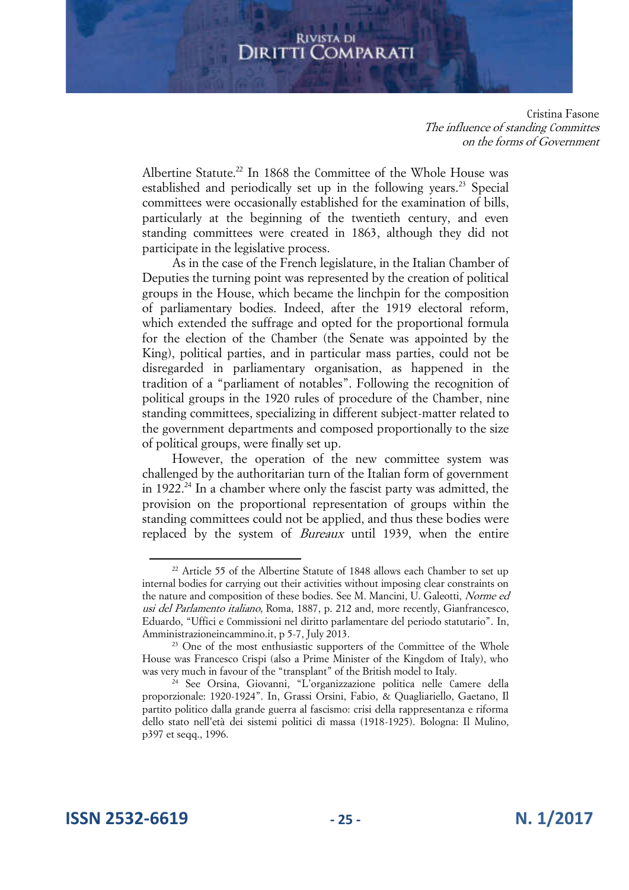Albertine Statute.[22] In 1868 the Committee of the Whole House was established and periodically set up in the following years.[23] Special committees were occasionally established for the examination of bills, particularly at the beginning of the twentieth century, and even standing committees were created in 1863, although they did not participate in the legislative process.

As in the case of the French legislature, in the Italian Chamber of Deputies the turning point was represented by the creation of political groups in the House, which became the linchpin for the composition of parliamentary bodies. Indeed, after the 1919 electoral reform, which extended the suffrage and opted for the proportional formula for the election of the Chamber (the Senate was appointed by the King), political parties, and in particular mass parties, could not be disregarded in parliamentary organisation, as happened in the tradition of a "parliament of notables". Following the recognition of political groups in the 1920 rules of procedure of the Chamber, nine standing committees, specializing in different subject-matter related to the government departments and composed proportionally to the size of political groups, were finally set up.

However, the operation of the new committee system was challenged by the authoritarian turn of the Italian form of government in 1922.[24] In a chamber where only the fascist party was admitted, the provision on the proportional representation of groups within the standing committees could not be applied, and thus these bodies were replaced by the system of *Bureaux* until 1939, when the entire

---

[22] Article 55 of the Albertine Statute of 1848 allows each Chamber to set up internal bodies for carrying out their activities without imposing clear constraints on the nature and composition of these bodies. See M. Mancini, U. Galeotti, *Norme ed usi del Parlamento italiano*, Roma, 1887, p. 212 and, more recently, Gianfrancesco, Eduardo, "Uffici e Commissioni nel diritto parlamentare del periodo statutario". In, Amministrazioneincammino.it, p 5-7, July 2013.

[23] One of the most enthusiastic supporters of the Committee of the Whole House was Francesco Crispi (also a Prime Minister of the Kingdom of Italy), who was very much in favour of the "transplant" of the British model to Italy.

[24] See Orsina, Giovanni, "L'organizzazione politica nelle Camere della proporzionale: 1920-1924". In, Grassi Orsini, Fabio, & Quagliariello, Gaetano, Il partito politico dalla grande guerra al fascismo: crisi della rappresentanza e riforma dello stato nell'età dei sistemi politici di massa (1918-1925). Bologna: Il Mulino, p397 et seqq., 1996.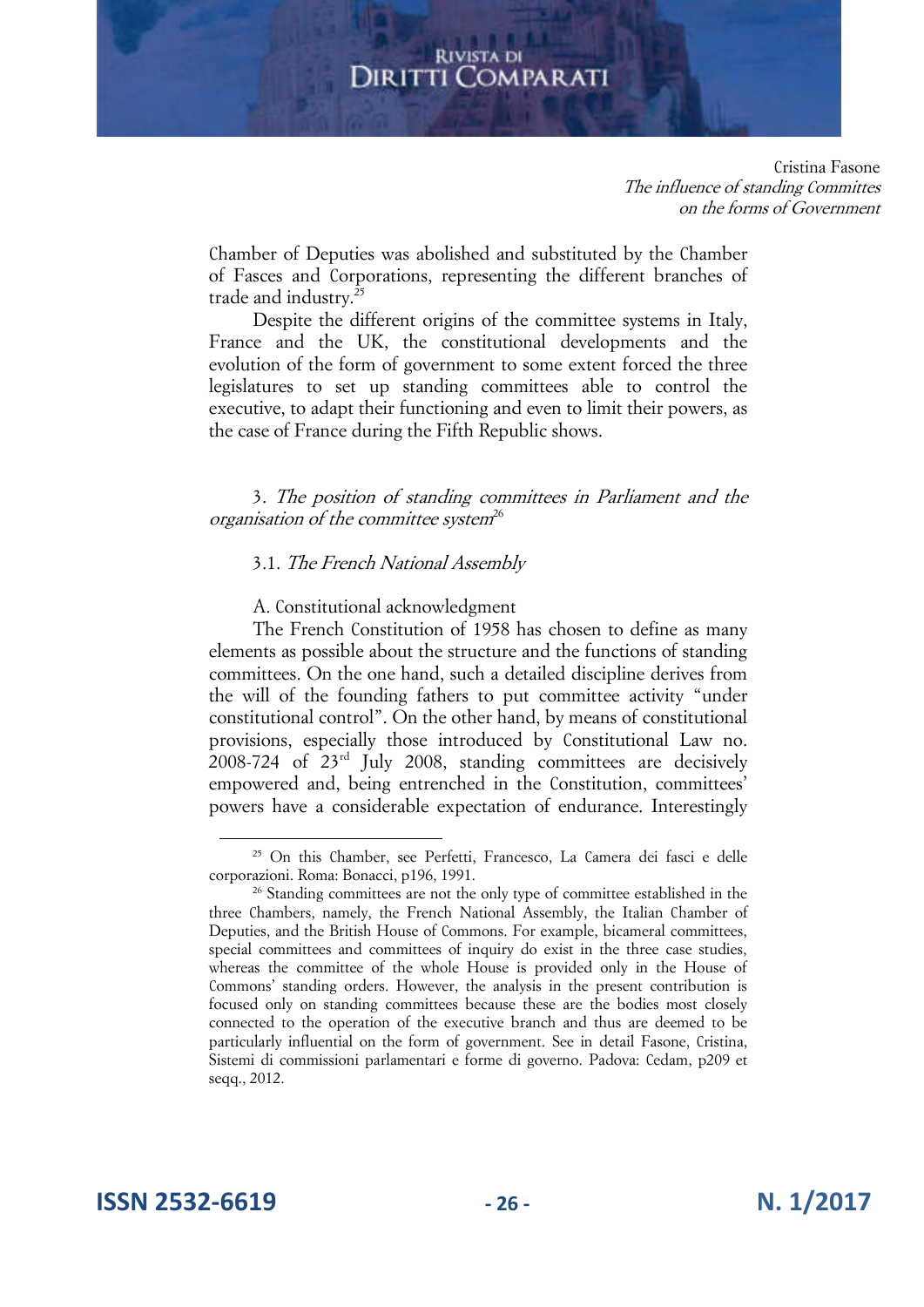Chamber of Deputies was abolished and substituted by the Chamber of Fasces and Corporations, representing the different branches of trade and industry.[25]

Despite the different origins of the committee systems in Italy, France and the UK, the constitutional developments and the evolution of the form of government to some extent forced the three legislatures to set up standing committees able to control the executive, to adapt their functioning and even to limit their powers, as the case of France during the Fifth Republic shows.

### 3. *The position of standing committees in Parliament and the organisation of the committee system*[26]

#### 3.1. *The French National Assembly*

A. Constitutional acknowledgment

The French Constitution of 1958 has chosen to define as many elements as possible about the structure and the functions of standing committees. On the one hand, such a detailed discipline derives from the will of the founding fathers to put committee activity "under constitutional control". On the other hand, by means of constitutional provisions, especially those introduced by Constitutional Law no. 2008-724 of 23rd July 2008, standing committees are decisively empowered and, being entrenched in the Constitution, committees' powers have a considerable expectation of endurance. Interestingly

---

[25] On this Chamber, see Perfetti, Francesco, La Camera dei fasci e delle corporazioni. Roma: Bonacci, p196, 1991.

[26] Standing committees are not the only type of committee established in the three Chambers, namely, the French National Assembly, the Italian Chamber of Deputies, and the British House of Commons. For example, bicameral committees, special committees and committees of inquiry do exist in the three case studies, whereas the committee of the whole House is provided only in the House of Commons' standing orders. However, the analysis in the present contribution is focused only on standing committees because these are the bodies most closely connected to the operation of the executive branch and thus are deemed to be particularly influential on the form of government. See in detail Fasone, Cristina, Sistemi di commissioni parlamentari e forme di governo. Padova: Cedam, p209 et seqq., 2012.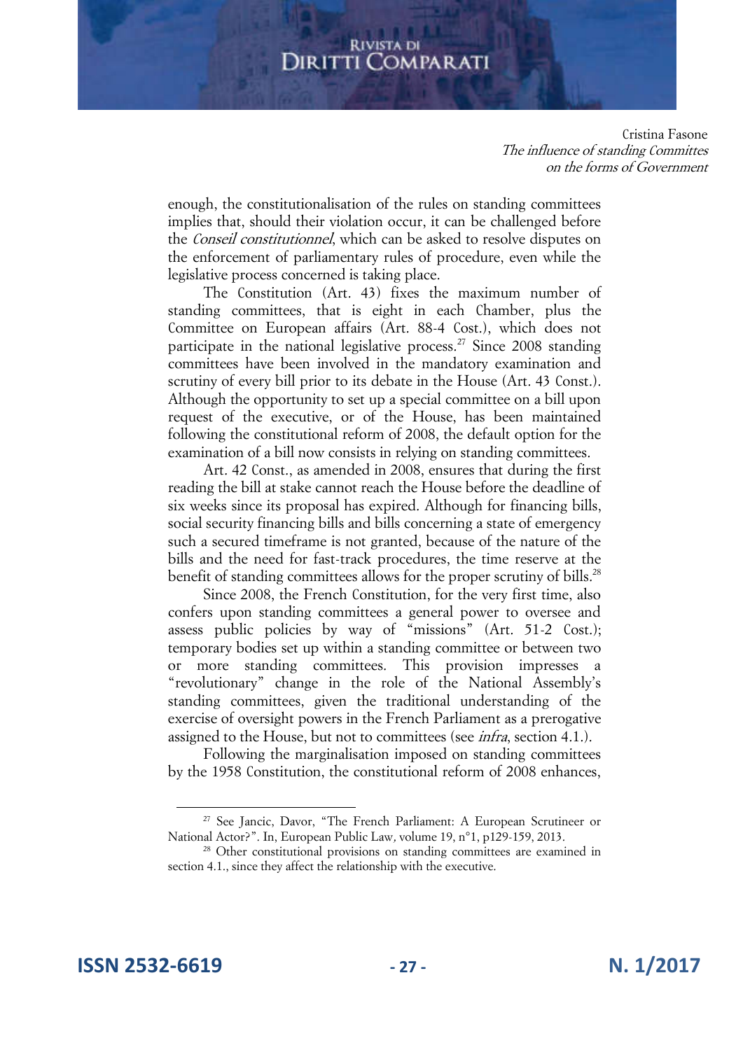enough, the constitutionalisation of the rules on standing committees implies that, should their violation occur, it can be challenged before the *Conseil constitutionnel*, which can be asked to resolve disputes on the enforcement of parliamentary rules of procedure, even while the legislative process concerned is taking place.

The Constitution (Art. 43) fixes the maximum number of standing committees, that is eight in each Chamber, plus the Committee on European affairs (Art. 88-4 Cost.), which does not participate in the national legislative process.[27] Since 2008 standing committees have been involved in the mandatory examination and scrutiny of every bill prior to its debate in the House (Art. 43 Const.). Although the opportunity to set up a special committee on a bill upon request of the executive, or of the House, has been maintained following the constitutional reform of 2008, the default option for the examination of a bill now consists in relying on standing committees.

Art. 42 Const., as amended in 2008, ensures that during the first reading the bill at stake cannot reach the House before the deadline of six weeks since its proposal has expired. Although for financing bills, social security financing bills and bills concerning a state of emergency such a secured timeframe is not granted, because of the nature of the bills and the need for fast-track procedures, the time reserve at the benefit of standing committees allows for the proper scrutiny of bills.[28]

Since 2008, the French Constitution, for the very first time, also confers upon standing committees a general power to oversee and assess public policies by way of "missions" (Art. 51-2 Cost.); temporary bodies set up within a standing committee or between two or more standing committees. This provision impresses a "revolutionary" change in the role of the National Assembly's standing committees, given the traditional understanding of the exercise of oversight powers in the French Parliament as a prerogative assigned to the House, but not to committees (see *infra*, section 4.1.).

Following the marginalisation imposed on standing committees by the 1958 Constitution, the constitutional reform of 2008 enhances,

---

[27] See Jancic, Davor, "The French Parliament: A European Scrutineer or National Actor?". In, European Public Law*,* volume 19, n°1, p129-159, 2013.

[28] Other constitutional provisions on standing committees are examined in section 4.1., since they affect the relationship with the executive.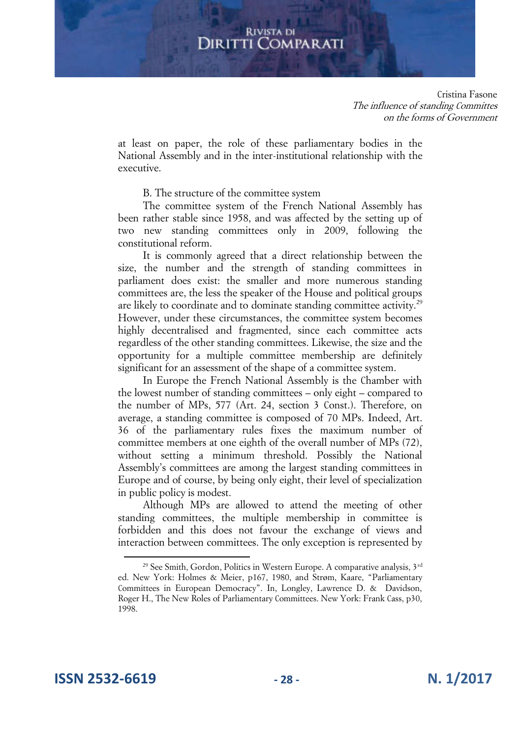at least on paper, the role of these parliamentary bodies in the National Assembly and in the inter-institutional relationship with the executive.

B. The structure of the committee system

The committee system of the French National Assembly has been rather stable since 1958, and was affected by the setting up of two new standing committees only in 2009, following the constitutional reform.

It is commonly agreed that a direct relationship between the size, the number and the strength of standing committees in parliament does exist: the smaller and more numerous standing committees are, the less the speaker of the House and political groups are likely to coordinate and to dominate standing committee activity.[29] However, under these circumstances, the committee system becomes highly decentralised and fragmented, since each committee acts regardless of the other standing committees. Likewise, the size and the opportunity for a multiple committee membership are definitely significant for an assessment of the shape of a committee system.

In Europe the French National Assembly is the Chamber with the lowest number of standing committees – only eight – compared to the number of MPs, 577 (Art. 24, section 3 Const.). Therefore, on average, a standing committee is composed of 70 MPs. Indeed, Art. 36 of the parliamentary rules fixes the maximum number of committee members at one eighth of the overall number of MPs (72), without setting a minimum threshold. Possibly the National Assembly's committees are among the largest standing committees in Europe and of course, by being only eight, their level of specialization in public policy is modest.

Although MPs are allowed to attend the meeting of other standing committees, the multiple membership in committee is forbidden and this does not favour the exchange of views and interaction between committees. The only exception is represented by

[29] See Smith, Gordon, Politics in Western Europe. A comparative analysis, 3rd ed. New York: Holmes & Meier, p167, 1980, and Strøm, Kaare, "Parliamentary Committees in European Democracy". In, Longley, Lawrence D. & Davidson, Roger H., The New Roles of Parliamentary Committees. New York: Frank Cass, p30, 1998.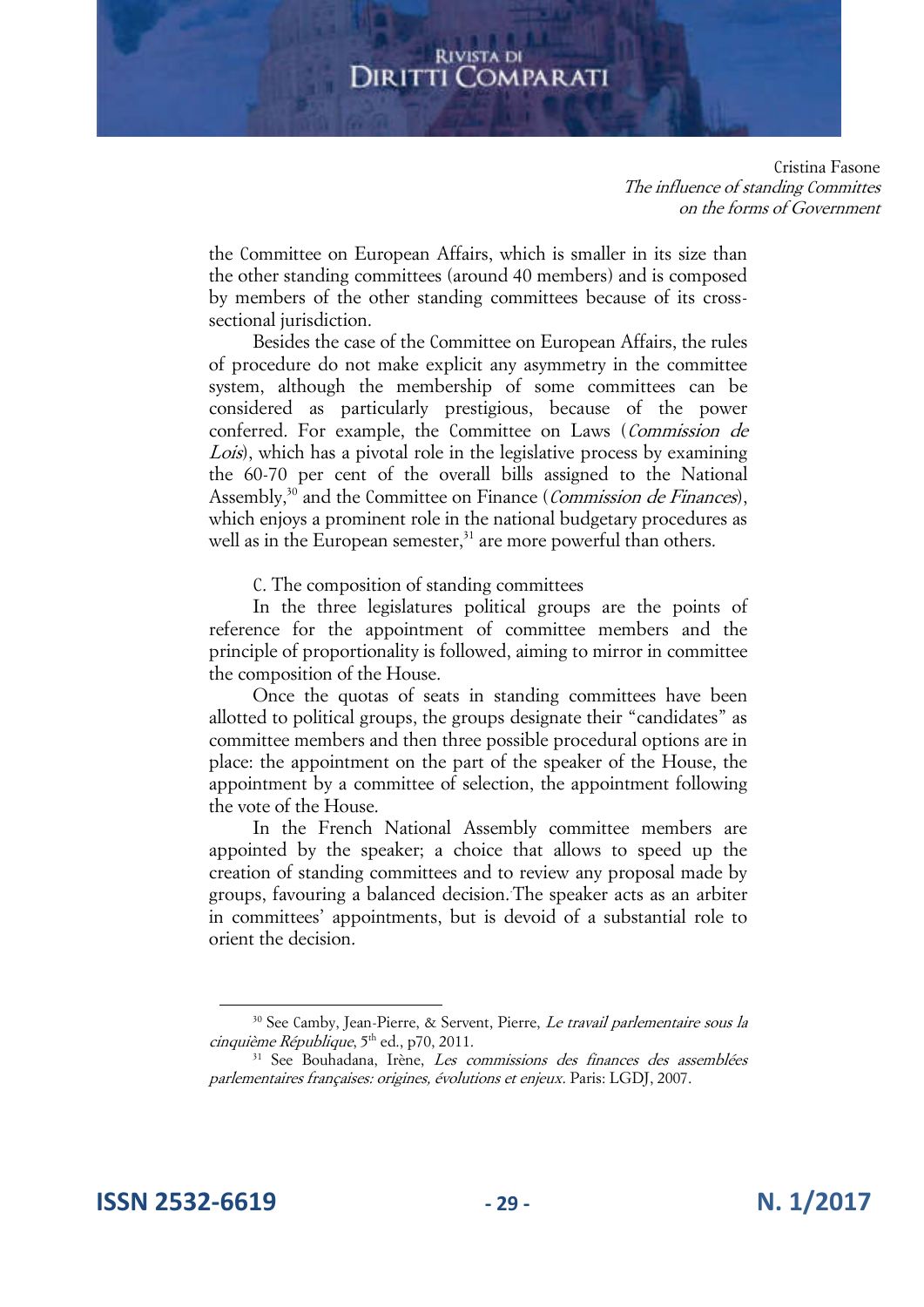the Committee on European Affairs, which is smaller in its size than the other standing committees (around 40 members) and is composed by members of the other standing committees because of its cross-sectional jurisdiction.

Besides the case of the Committee on European Affairs, the rules of procedure do not make explicit any asymmetry in the committee system, although the membership of some committees can be considered as particularly prestigious, because of the power conferred. For example, the Committee on Laws (*Commission de Lois*), which has a pivotal role in the legislative process by examining the 60-70 per cent of the overall bills assigned to the National Assembly,[30] and the Committee on Finance (*Commission de Finances*), which enjoys a prominent role in the national budgetary procedures as well as in the European semester,[31] are more powerful than others.

C. The composition of standing committees

In the three legislatures political groups are the points of reference for the appointment of committee members and the principle of proportionality is followed, aiming to mirror in committee the composition of the House.

Once the quotas of seats in standing committees have been allotted to political groups, the groups designate their "candidates" as committee members and then three possible procedural options are in place: the appointment on the part of the speaker of the House, the appointment by a committee of selection, the appointment following the vote of the House.

In the French National Assembly committee members are appointed by the speaker; a choice that allows to speed up the creation of standing committees and to review any proposal made by groups, favouring a balanced decision. The speaker acts as an arbiter in committees' appointments, but is devoid of a substantial role to orient the decision.

---

[30] See Camby, Jean-Pierre, & Servent, Pierre, *Le travail parlementaire sous la cinquième République*, 5th ed., p70, 2011.

[31] See Bouhadana, Irène, *Les commissions des finances des assemblées parlementaires françaises: origines, évolutions et enjeux*. Paris: LGDJ, 2007.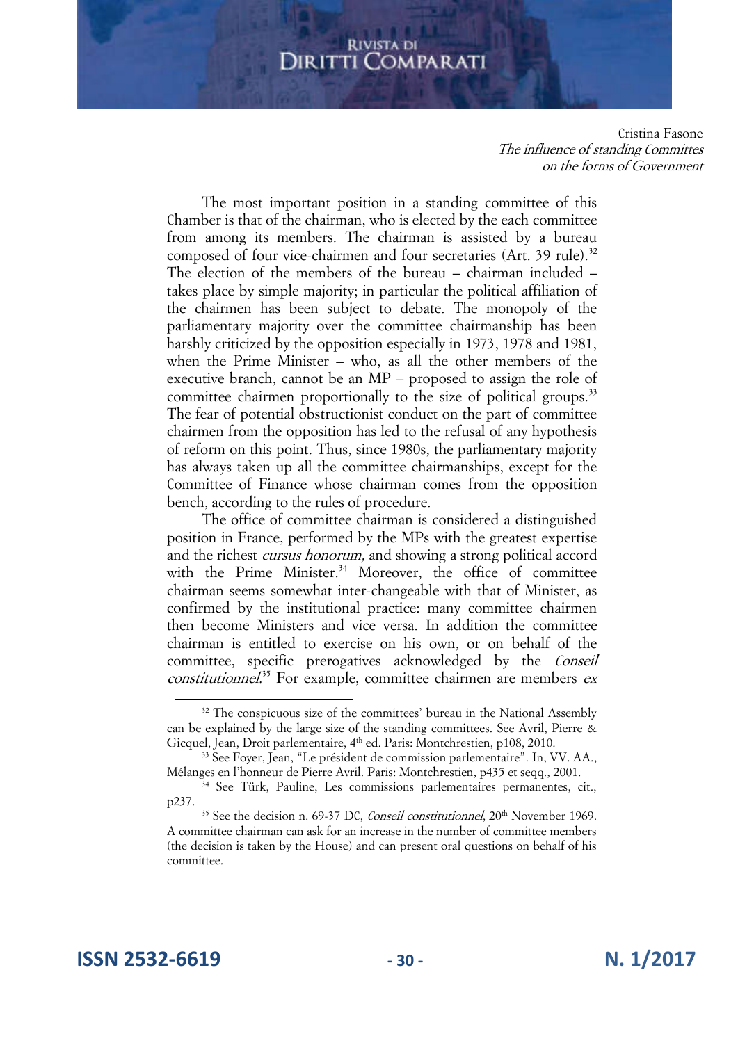The most important position in a standing committee of this Chamber is that of the chairman, who is elected by the each committee from among its members. The chairman is assisted by a bureau composed of four vice-chairmen and four secretaries (Art. 39 rule).[32] The election of the members of the bureau – chairman included – takes place by simple majority; in particular the political affiliation of the chairmen has been subject to debate. The monopoly of the parliamentary majority over the committee chairmanship has been harshly criticized by the opposition especially in 1973, 1978 and 1981, when the Prime Minister – who, as all the other members of the executive branch, cannot be an MP – proposed to assign the role of committee chairmen proportionally to the size of political groups.[33] The fear of potential obstructionist conduct on the part of committee chairmen from the opposition has led to the refusal of any hypothesis of reform on this point. Thus, since 1980s, the parliamentary majority has always taken up all the committee chairmanships, except for the Committee of Finance whose chairman comes from the opposition bench, according to the rules of procedure.

The office of committee chairman is considered a distinguished position in France, performed by the MPs with the greatest expertise and the richest *cursus honorum,* and showing a strong political accord with the Prime Minister.[34] Moreover, the office of committee chairman seems somewhat inter-changeable with that of Minister, as confirmed by the institutional practice: many committee chairmen then become Ministers and vice versa. In addition the committee chairman is entitled to exercise on his own, or on behalf of the committee, specific prerogatives acknowledged by the *Conseil constitutionnel*.[35] For example, committee chairmen are members *ex*

---

[32] The conspicuous size of the committees' bureau in the National Assembly can be explained by the large size of the standing committees. See Avril, Pierre & Gicquel, Jean, Droit parlementaire, 4th ed. Paris: Montchrestien, p108, 2010.

[33] See Foyer, Jean, "Le président de commission parlementaire". In, VV. AA., Mélanges en l'honneur de Pierre Avril. Paris: Montchrestien, p435 et seqq., 2001.

[34] See Türk, Pauline, Les commissions parlementaires permanentes, cit., p237.

[35] See the decision n. 69-37 DC, *Conseil constitutionnel*, 20th November 1969. A committee chairman can ask for an increase in the number of committee members (the decision is taken by the House) and can present oral questions on behalf of his committee.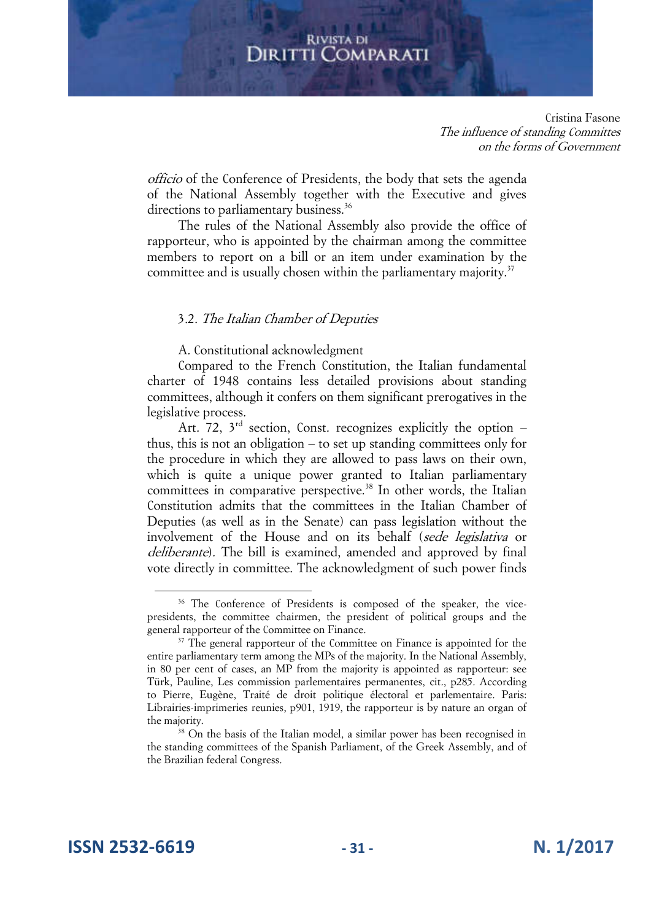*officio* of the Conference of Presidents, the body that sets the agenda of the National Assembly together with the Executive and gives directions to parliamentary business.[36]

The rules of the National Assembly also provide the office of rapporteur, who is appointed by the chairman among the committee members to report on a bill or an item under examination by the committee and is usually chosen within the parliamentary majority.[37]

### 3.2. *The Italian Chamber of Deputies*

A. Constitutional acknowledgment

Compared to the French Constitution, the Italian fundamental charter of 1948 contains less detailed provisions about standing committees, although it confers on them significant prerogatives in the legislative process.

Art. 72, 3rd section, Const. recognizes explicitly the option – thus, this is not an obligation – to set up standing committees only for the procedure in which they are allowed to pass laws on their own, which is quite a unique power granted to Italian parliamentary committees in comparative perspective.[38] In other words, the Italian Constitution admits that the committees in the Italian Chamber of Deputies (as well as in the Senate) can pass legislation without the involvement of the House and on its behalf (*sede legislativa* or *deliberante*). The bill is examined, amended and approved by final vote directly in committee. The acknowledgment of such power finds

---

[36] The Conference of Presidents is composed of the speaker, the vice-presidents, the committee chairmen, the president of political groups and the general rapporteur of the Committee on Finance.

[37] The general rapporteur of the Committee on Finance is appointed for the entire parliamentary term among the MPs of the majority. In the National Assembly, in 80 per cent of cases, an MP from the majority is appointed as rapporteur: see Türk, Pauline, Les commission parlementaires permanentes, cit., p285. According to Pierre, Eugène, Traité de droit politique électoral et parlementaire. Paris: Librairies-imprimeries reunies, p901, 1919, the rapporteur is by nature an organ of the majority.

[38] On the basis of the Italian model, a similar power has been recognised in the standing committees of the Spanish Parliament, of the Greek Assembly, and of the Brazilian federal Congress.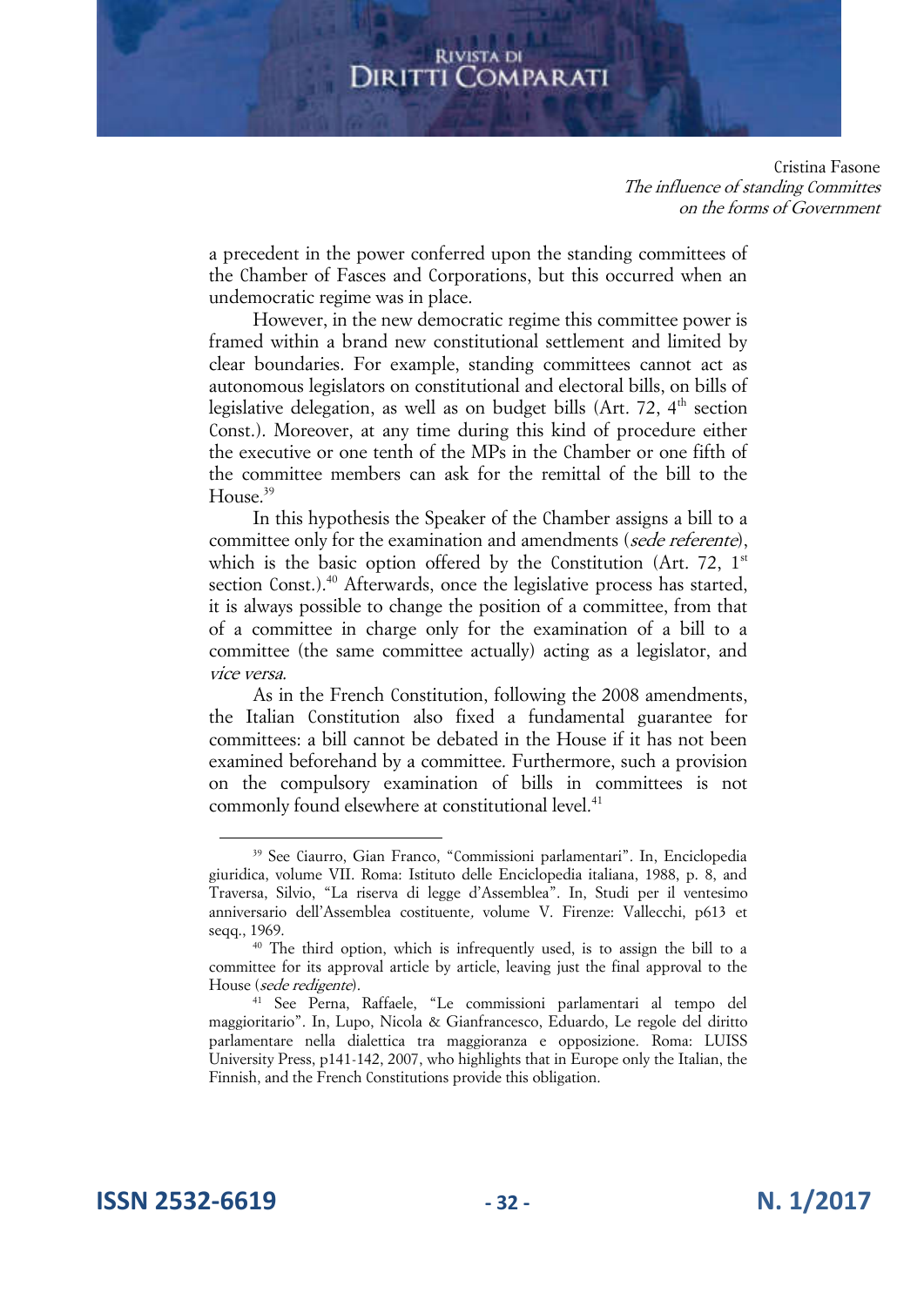a precedent in the power conferred upon the standing committees of the Chamber of Fasces and Corporations, but this occurred when an undemocratic regime was in place.

However, in the new democratic regime this committee power is framed within a brand new constitutional settlement and limited by clear boundaries. For example, standing committees cannot act as autonomous legislators on constitutional and electoral bills, on bills of legislative delegation, as well as on budget bills (Art. 72, 4th section Const.). Moreover, at any time during this kind of procedure either the executive or one tenth of the MPs in the Chamber or one fifth of the committee members can ask for the remittal of the bill to the House.[39]

In this hypothesis the Speaker of the Chamber assigns a bill to a committee only for the examination and amendments (*sede referente*), which is the basic option offered by the Constitution (Art. 72, 1st section Const.).[40] Afterwards, once the legislative process has started, it is always possible to change the position of a committee, from that of a committee in charge only for the examination of a bill to a committee (the same committee actually) acting as a legislator, and *vice versa*.

As in the French Constitution, following the 2008 amendments, the Italian Constitution also fixed a fundamental guarantee for committees: a bill cannot be debated in the House if it has not been examined beforehand by a committee. Furthermore, such a provision on the compulsory examination of bills in committees is not commonly found elsewhere at constitutional level.[41]

---

[39] See Ciaurro, Gian Franco, "Commissioni parlamentari". In, Enciclopedia giuridica, volume VII. Roma: Istituto delle Enciclopedia italiana, 1988, p. 8, and Traversa, Silvio, "La riserva di legge d'Assemblea". In, Studi per il ventesimo anniversario dell'Assemblea costituente, volume V. Firenze: Vallecchi, p613 et seqq., 1969.

[40] The third option, which is infrequently used, is to assign the bill to a committee for its approval article by article, leaving just the final approval to the House (*sede redigente*).

[41] See Perna, Raffaele, "Le commissioni parlamentari al tempo del maggioritario". In, Lupo, Nicola & Gianfrancesco, Eduardo, Le regole del diritto parlamentare nella dialettica tra maggioranza e opposizione. Roma: LUISS University Press, p141-142, 2007, who highlights that in Europe only the Italian, the Finnish, and the French Constitutions provide this obligation.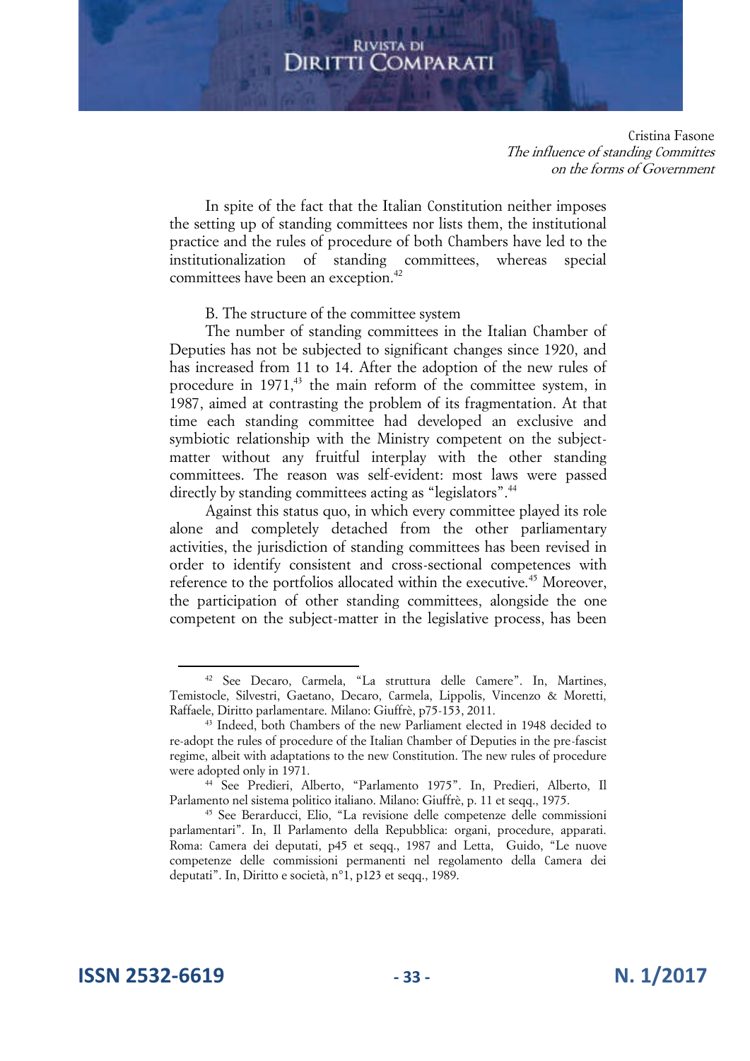In spite of the fact that the Italian Constitution neither imposes the setting up of standing committees nor lists them, the institutional practice and the rules of procedure of both Chambers have led to the institutionalization of standing committees, whereas special committees have been an exception.[42]

B. The structure of the committee system

The number of standing committees in the Italian Chamber of Deputies has not be subjected to significant changes since 1920, and has increased from 11 to 14. After the adoption of the new rules of procedure in 1971,[43] the main reform of the committee system, in 1987, aimed at contrasting the problem of its fragmentation. At that time each standing committee had developed an exclusive and symbiotic relationship with the Ministry competent on the subject-matter without any fruitful interplay with the other standing committees. The reason was self-evident: most laws were passed directly by standing committees acting as "legislators".[44]

Against this status quo, in which every committee played its role alone and completely detached from the other parliamentary activities, the jurisdiction of standing committees has been revised in order to identify consistent and cross-sectional competences with reference to the portfolios allocated within the executive.[45] Moreover, the participation of other standing committees, alongside the one competent on the subject-matter in the legislative process, has been

---

[42] See Decaro, Carmela, "La struttura delle Camere". In, Martines, Temistocle, Silvestri, Gaetano, Decaro, Carmela, Lippolis, Vincenzo & Moretti, Raffaele, Diritto parlamentare. Milano: Giuffrè, p75-153, 2011.

[43] Indeed, both Chambers of the new Parliament elected in 1948 decided to re-adopt the rules of procedure of the Italian Chamber of Deputies in the pre-fascist regime, albeit with adaptations to the new Constitution. The new rules of procedure were adopted only in 1971.

[44] See Predieri, Alberto, "Parlamento 1975". In, Predieri, Alberto, Il Parlamento nel sistema politico italiano. Milano: Giuffrè, p. 11 et seqq., 1975.

[45] See Berarducci, Elio, "La revisione delle competenze delle commissioni parlamentari". In, Il Parlamento della Repubblica: organi, procedure, apparati. Roma: Camera dei deputati, p45 et seqq., 1987 and Letta, Guido, "Le nuove competenze delle commissioni permanenti nel regolamento della Camera dei deputati". In, Diritto e società, n°1, p123 et seqq., 1989.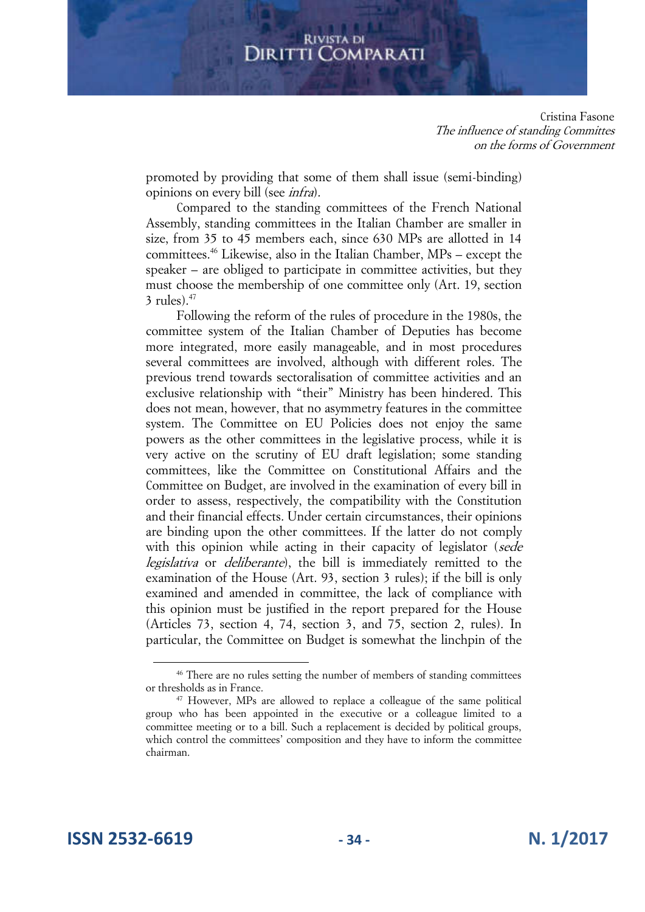promoted by providing that some of them shall issue (semi-binding) opinions on every bill (see *infra*).

Compared to the standing committees of the French National Assembly, standing committees in the Italian Chamber are smaller in size, from 35 to 45 members each, since 630 MPs are allotted in 14 committees.[46] Likewise, also in the Italian Chamber, MPs – except the speaker – are obliged to participate in committee activities, but they must choose the membership of one committee only (Art. 19, section 3 rules).[47]

Following the reform of the rules of procedure in the 1980s, the committee system of the Italian Chamber of Deputies has become more integrated, more easily manageable, and in most procedures several committees are involved, although with different roles. The previous trend towards sectoralisation of committee activities and an exclusive relationship with "their" Ministry has been hindered. This does not mean, however, that no asymmetry features in the committee system. The Committee on EU Policies does not enjoy the same powers as the other committees in the legislative process, while it is very active on the scrutiny of EU draft legislation; some standing committees, like the Committee on Constitutional Affairs and the Committee on Budget, are involved in the examination of every bill in order to assess, respectively, the compatibility with the Constitution and their financial effects. Under certain circumstances, their opinions are binding upon the other committees. If the latter do not comply with this opinion while acting in their capacity of legislator (*sede legislativa* or *deliberante*), the bill is immediately remitted to the examination of the House (Art. 93, section 3 rules); if the bill is only examined and amended in committee, the lack of compliance with this opinion must be justified in the report prepared for the House (Articles 73, section 4, 74, section 3, and 75, section 2, rules). In particular, the Committee on Budget is somewhat the linchpin of the

---

[46] There are no rules setting the number of members of standing committees or thresholds as in France.

[47] However, MPs are allowed to replace a colleague of the same political group who has been appointed in the executive or a colleague limited to a committee meeting or to a bill. Such a replacement is decided by political groups, which control the committees' composition and they have to inform the committee chairman.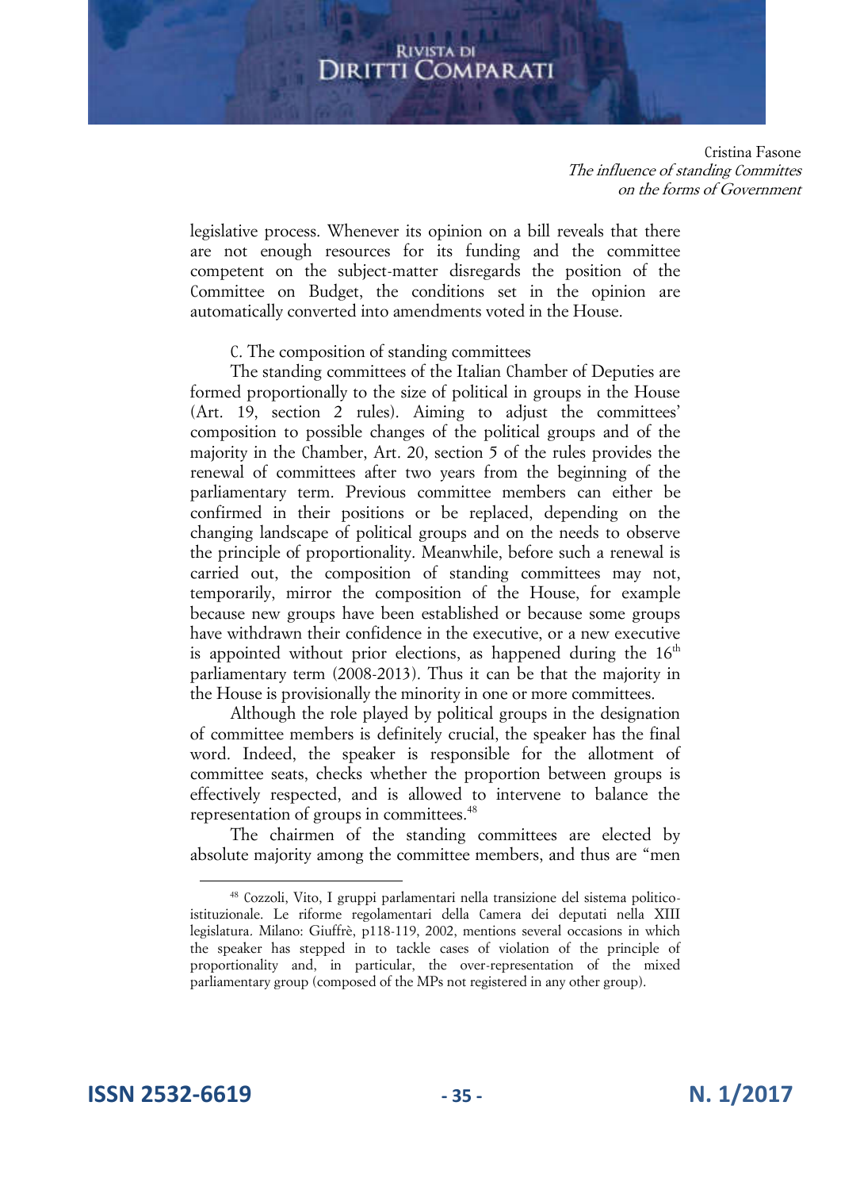legislative process. Whenever its opinion on a bill reveals that there are not enough resources for its funding and the committee competent on the subject-matter disregards the position of the Committee on Budget, the conditions set in the opinion are automatically converted into amendments voted in the House.

C. The composition of standing committees

The standing committees of the Italian Chamber of Deputies are formed proportionally to the size of political in groups in the House (Art. 19, section 2 rules). Aiming to adjust the committees' composition to possible changes of the political groups and of the majority in the Chamber, Art. 20, section 5 of the rules provides the renewal of committees after two years from the beginning of the parliamentary term. Previous committee members can either be confirmed in their positions or be replaced, depending on the changing landscape of political groups and on the needs to observe the principle of proportionality. Meanwhile, before such a renewal is carried out, the composition of standing committees may not, temporarily, mirror the composition of the House, for example because new groups have been established or because some groups have withdrawn their confidence in the executive, or a new executive is appointed without prior elections, as happened during the 16th parliamentary term (2008-2013). Thus it can be that the majority in the House is provisionally the minority in one or more committees.

Although the role played by political groups in the designation of committee members is definitely crucial, the speaker has the final word. Indeed, the speaker is responsible for the allotment of committee seats, checks whether the proportion between groups is effectively respected, and is allowed to intervene to balance the representation of groups in committees.[48]

The chairmen of the standing committees are elected by absolute majority among the committee members, and thus are "men

[48] Cozzoli, Vito, I gruppi parlamentari nella transizione del sistema politico-istituzionale. Le riforme regolamentari della Camera dei deputati nella XIII legislatura. Milano: Giuffrè, p118-119, 2002, mentions several occasions in which the speaker has stepped in to tackle cases of violation of the principle of proportionality and, in particular, the over-representation of the mixed parliamentary group (composed of the MPs not registered in any other group).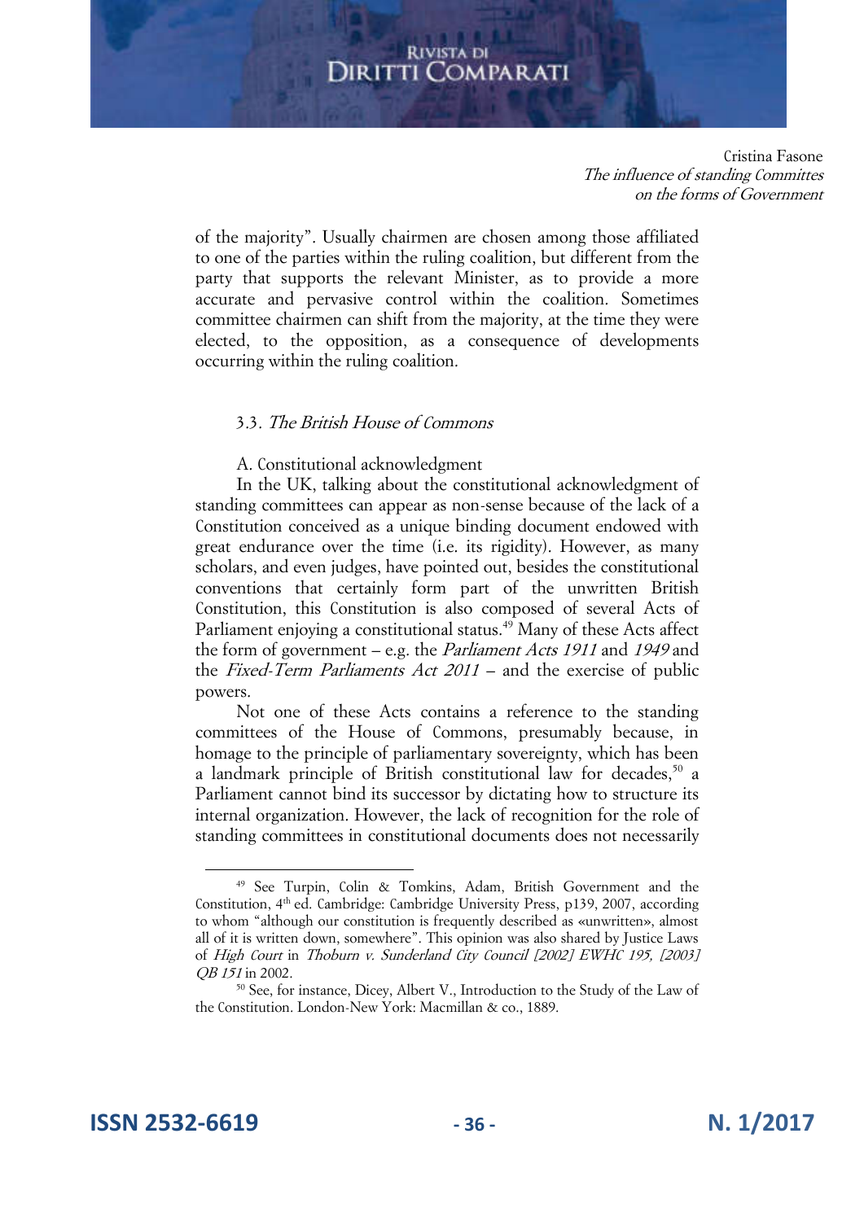of the majority". Usually chairmen are chosen among those affiliated to one of the parties within the ruling coalition, but different from the party that supports the relevant Minister, as to provide a more accurate and pervasive control within the coalition. Sometimes committee chairmen can shift from the majority, at the time they were elected, to the opposition, as a consequence of developments occurring within the ruling coalition.

### 3.3. *The British House of Commons*

A. Constitutional acknowledgment

In the UK, talking about the constitutional acknowledgment of standing committees can appear as non-sense because of the lack of a Constitution conceived as a unique binding document endowed with great endurance over the time (i.e. its rigidity). However, as many scholars, and even judges, have pointed out, besides the constitutional conventions that certainly form part of the unwritten British Constitution, this Constitution is also composed of several Acts of Parliament enjoying a constitutional status.[49] Many of these Acts affect the form of government – e.g. the *Parliament Acts 1911* and *1949* and the *Fixed-Term Parliaments Act 2011* – and the exercise of public powers.

Not one of these Acts contains a reference to the standing committees of the House of Commons, presumably because, in homage to the principle of parliamentary sovereignty, which has been a landmark principle of British constitutional law for decades,[50] a Parliament cannot bind its successor by dictating how to structure its internal organization. However, the lack of recognition for the role of standing committees in constitutional documents does not necessarily

---

[49] See Turpin, Colin & Tomkins, Adam, British Government and the Constitution, 4th ed. Cambridge: Cambridge University Press, p139, 2007, according to whom "although our constitution is frequently described as «unwritten», almost all of it is written down, somewhere". This opinion was also shared by Justice Laws of *High Court* in *Thoburn v. Sunderland City Council [2002] EWHC 195, [2003] QB 151* in 2002.

[50] See, for instance, Dicey, Albert V., Introduction to the Study of the Law of the Constitution. London-New York: Macmillan & co., 1889.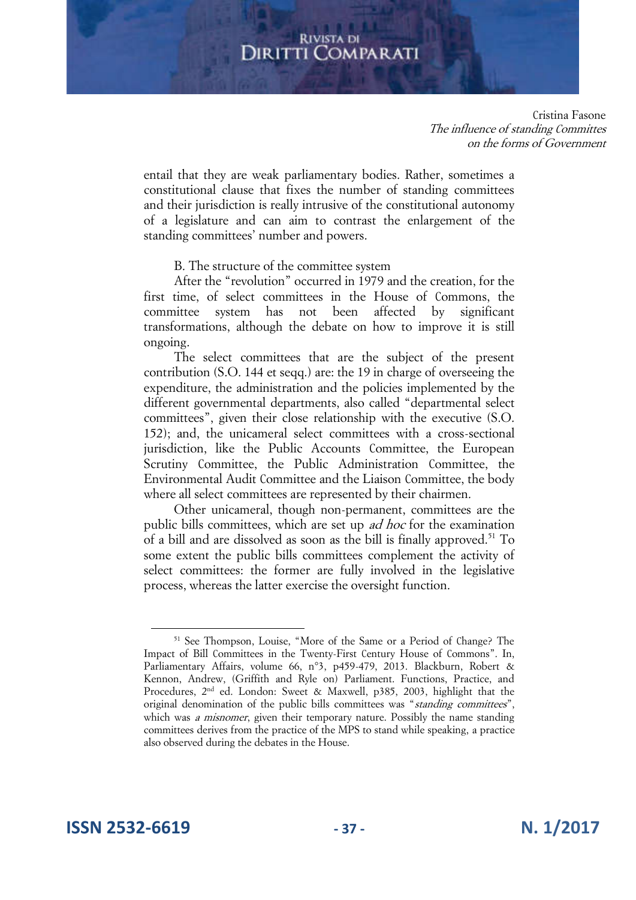entail that they are weak parliamentary bodies. Rather, sometimes a constitutional clause that fixes the number of standing committees and their jurisdiction is really intrusive of the constitutional autonomy of a legislature and can aim to contrast the enlargement of the standing committees' number and powers.

B. The structure of the committee system

After the "revolution" occurred in 1979 and the creation, for the first time, of select committees in the House of Commons, the committee system has not been affected by significant transformations, although the debate on how to improve it is still ongoing.

The select committees that are the subject of the present contribution (S.O. 144 et seqq.) are: the 19 in charge of overseeing the expenditure, the administration and the policies implemented by the different governmental departments, also called "departmental select committees", given their close relationship with the executive (S.O. 152); and, the unicameral select committees with a cross-sectional jurisdiction, like the Public Accounts Committee, the European Scrutiny Committee, the Public Administration Committee, the Environmental Audit Committee and the Liaison Committee, the body where all select committees are represented by their chairmen.

Other unicameral, though non-permanent, committees are the public bills committees, which are set up *ad hoc* for the examination of a bill and are dissolved as soon as the bill is finally approved.[51] To some extent the public bills committees complement the activity of select committees: the former are fully involved in the legislative process, whereas the latter exercise the oversight function.

---

[51] See Thompson, Louise, "More of the Same or a Period of Change? The Impact of Bill Committees in the Twenty-First Century House of Commons". In, Parliamentary Affairs, volume 66, n°3, p459-479, 2013. Blackburn, Robert & Kennon, Andrew, (Griffith and Ryle on) Parliament. Functions, Practice, and Procedures, 2nd ed. London: Sweet & Maxwell, p385, 2003, highlight that the original denomination of the public bills committees was "*standing committees*", which was *a misnomer*, given their temporary nature. Possibly the name standing committees derives from the practice of the MPS to stand while speaking, a practice also observed during the debates in the House.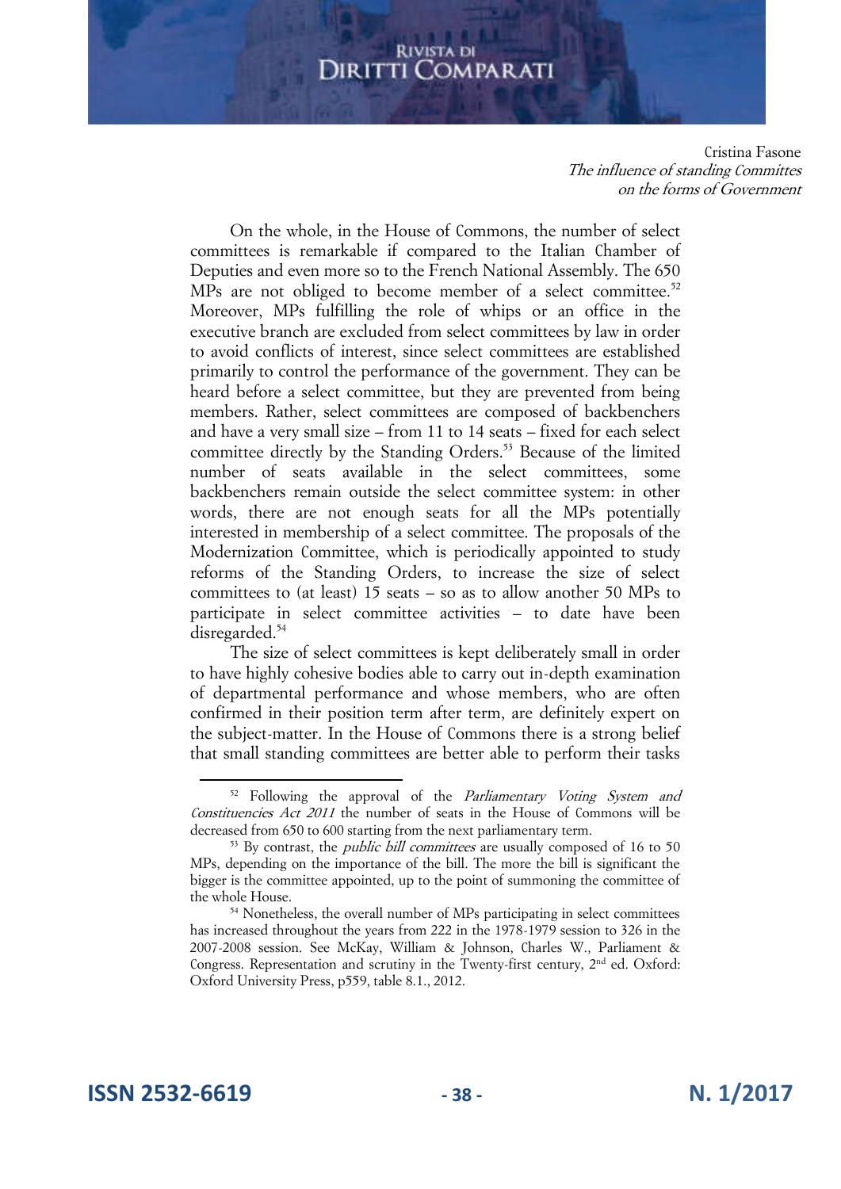On the whole, in the House of Commons, the number of select committees is remarkable if compared to the Italian Chamber of Deputies and even more so to the French National Assembly. The 650 MPs are not obliged to become member of a select committee.[52] Moreover, MPs fulfilling the role of whips or an office in the executive branch are excluded from select committees by law in order to avoid conflicts of interest, since select committees are established primarily to control the performance of the government. They can be heard before a select committee, but they are prevented from being members. Rather, select committees are composed of backbenchers and have a very small size – from 11 to 14 seats – fixed for each select committee directly by the Standing Orders.[53] Because of the limited number of seats available in the select committees, some backbenchers remain outside the select committee system: in other words, there are not enough seats for all the MPs potentially interested in membership of a select committee. The proposals of the Modernization Committee, which is periodically appointed to study reforms of the Standing Orders, to increase the size of select committees to (at least) 15 seats – so as to allow another 50 MPs to participate in select committee activities – to date have been disregarded.[54]

The size of select committees is kept deliberately small in order to have highly cohesive bodies able to carry out in-depth examination of departmental performance and whose members, who are often confirmed in their position term after term, are definitely expert on the subject-matter. In the House of Commons there is a strong belief that small standing committees are better able to perform their tasks

---

[52] Following the approval of the *Parliamentary Voting System and Constituencies Act 2011* the number of seats in the House of Commons will be decreased from 650 to 600 starting from the next parliamentary term.

[53] By contrast, the *public bill committees* are usually composed of 16 to 50 MPs, depending on the importance of the bill. The more the bill is significant the bigger is the committee appointed, up to the point of summoning the committee of the whole House.

[54] Nonetheless, the overall number of MPs participating in select committees has increased throughout the years from 222 in the 1978-1979 session to 326 in the 2007-2008 session. See McKay, William & Johnson, Charles W., Parliament & Congress. Representation and scrutiny in the Twenty-first century, 2nd ed. Oxford: Oxford University Press, p559, table 8.1., 2012.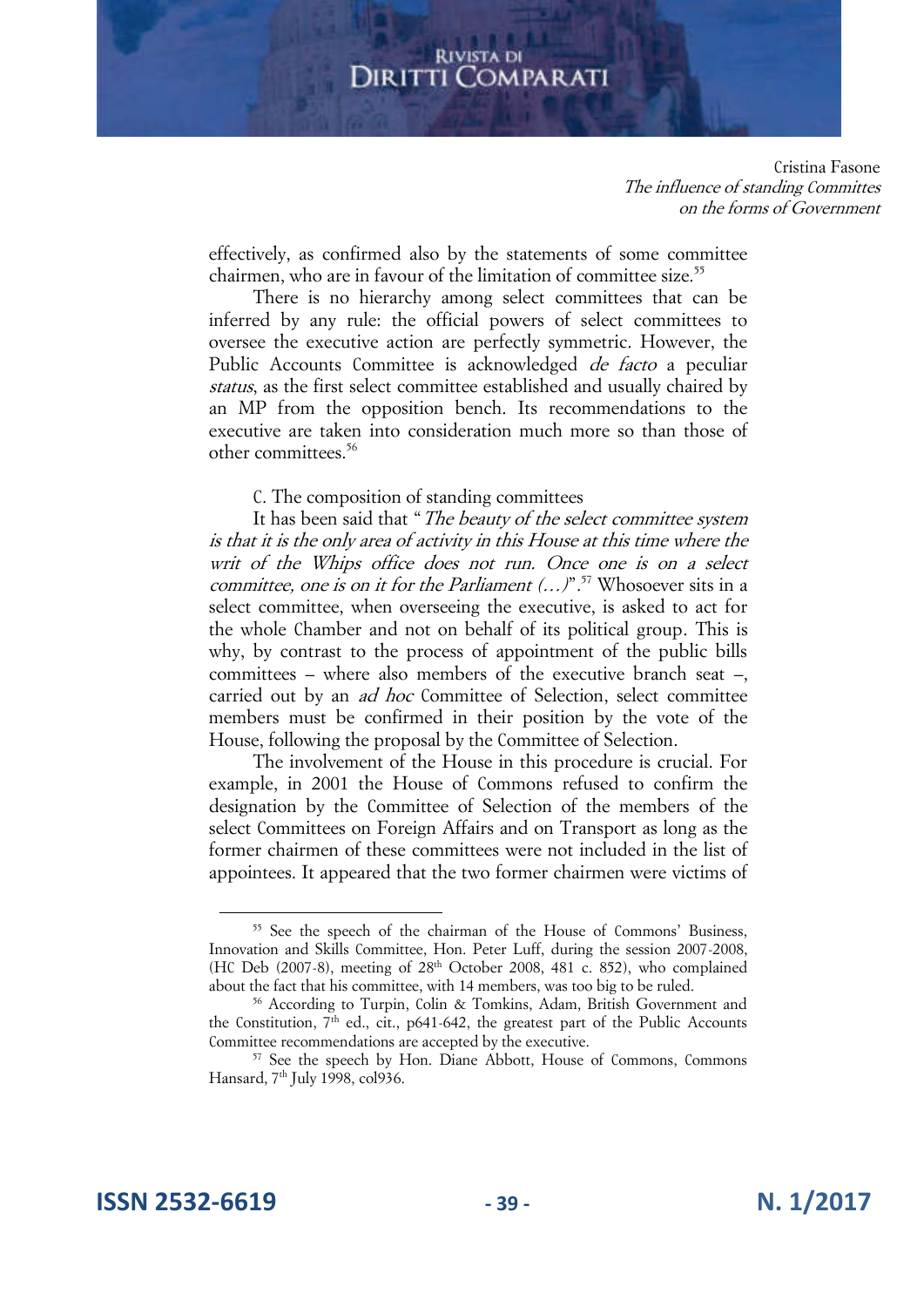effectively, as confirmed also by the statements of some committee chairmen, who are in favour of the limitation of committee size.[55]

There is no hierarchy among select committees that can be inferred by any rule: the official powers of select committees to oversee the executive action are perfectly symmetric. However, the Public Accounts Committee is acknowledged *de facto* a peculiar *status*, as the first select committee established and usually chaired by an MP from the opposition bench. Its recommendations to the executive are taken into consideration much more so than those of other committees.[56]

### C. The composition of standing committees

It has been said that "*The beauty of the select committee system is that it is the only area of activity in this House at this time where the writ of the Whips office does not run. Once one is on a select committee, one is on it for the Parliament (…)*".[57] Whosoever sits in a select committee, when overseeing the executive, is asked to act for the whole Chamber and not on behalf of its political group. This is why, by contrast to the process of appointment of the public bills committees – where also members of the executive branch seat –, carried out by an *ad hoc* Committee of Selection, select committee members must be confirmed in their position by the vote of the House, following the proposal by the Committee of Selection.

The involvement of the House in this procedure is crucial. For example, in 2001 the House of Commons refused to confirm the designation by the Committee of Selection of the members of the select Committees on Foreign Affairs and on Transport as long as the former chairmen of these committees were not included in the list of appointees. It appeared that the two former chairmen were victims of

---

[55] See the speech of the chairman of the House of Commons' Business, Innovation and Skills Committee, Hon. Peter Luff, during the session 2007-2008, (HC Deb (2007-8), meeting of 28th October 2008, 481 c. 852), who complained about the fact that his committee, with 14 members, was too big to be ruled.

[56] According to Turpin, Colin & Tomkins, Adam, British Government and the Constitution, 7th ed., cit., p641-642, the greatest part of the Public Accounts Committee recommendations are accepted by the executive.

[57] See the speech by Hon. Diane Abbott, House of Commons, Commons Hansard, 7th July 1998, col936.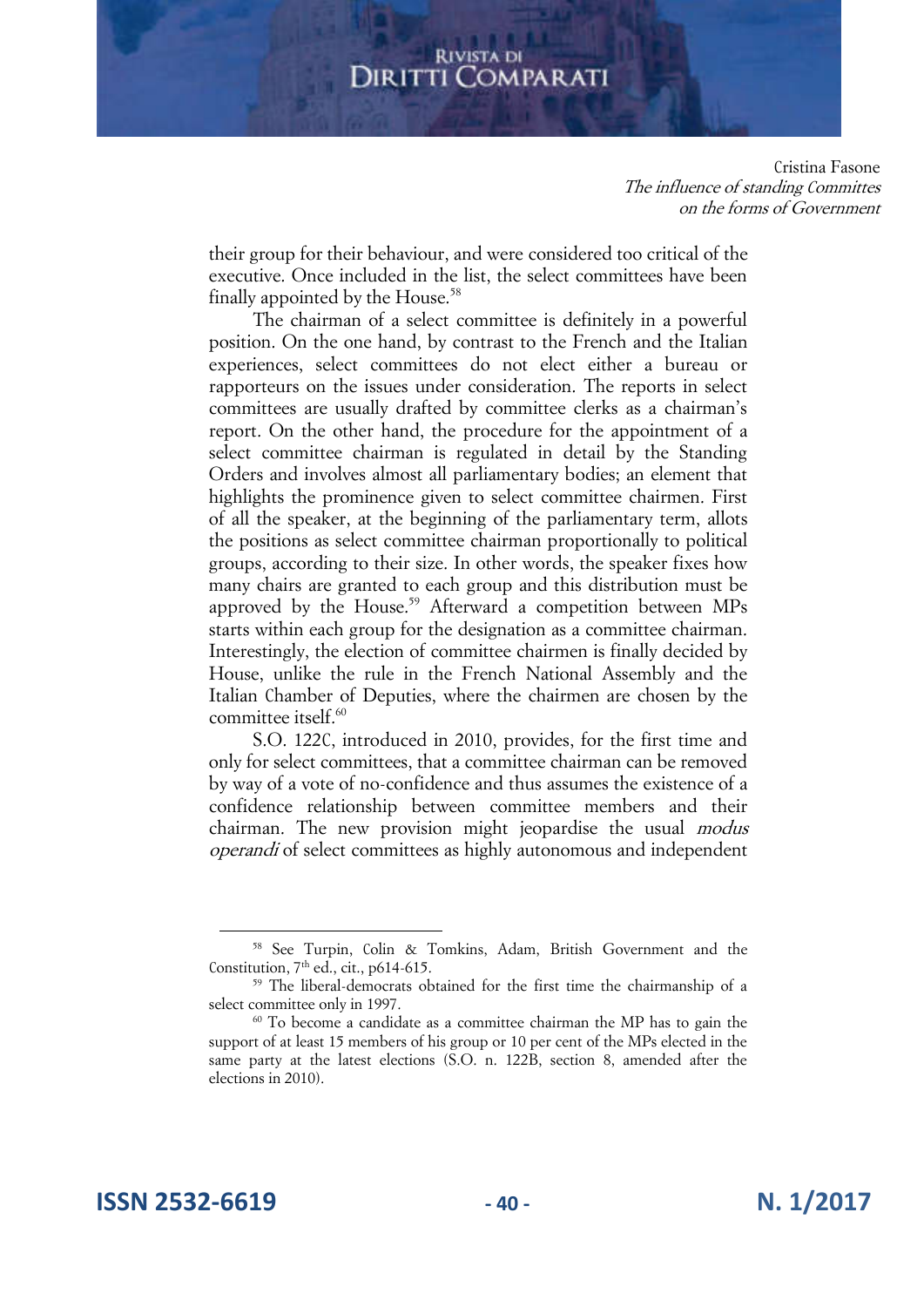their group for their behaviour, and were considered too critical of the executive. Once included in the list, the select committees have been finally appointed by the House.[58]

The chairman of a select committee is definitely in a powerful position. On the one hand, by contrast to the French and the Italian experiences, select committees do not elect either a bureau or rapporteurs on the issues under consideration. The reports in select committees are usually drafted by committee clerks as a chairman's report. On the other hand, the procedure for the appointment of a select committee chairman is regulated in detail by the Standing Orders and involves almost all parliamentary bodies; an element that highlights the prominence given to select committee chairmen. First of all the speaker, at the beginning of the parliamentary term, allots the positions as select committee chairman proportionally to political groups, according to their size. In other words, the speaker fixes how many chairs are granted to each group and this distribution must be approved by the House.[59] Afterward a competition between MPs starts within each group for the designation as a committee chairman. Interestingly, the election of committee chairmen is finally decided by House, unlike the rule in the French National Assembly and the Italian Chamber of Deputies, where the chairmen are chosen by the committee itself.[60]

S.O. 122C, introduced in 2010, provides, for the first time and only for select committees, that a committee chairman can be removed by way of a vote of no-confidence and thus assumes the existence of a confidence relationship between committee members and their chairman. The new provision might jeopardise the usual *modus operandi* of select committees as highly autonomous and independent

---

[58] See Turpin, Colin & Tomkins, Adam, British Government and the Constitution, 7th ed., cit., p614-615.

[59] The liberal-democrats obtained for the first time the chairmanship of a select committee only in 1997.

[60] To become a candidate as a committee chairman the MP has to gain the support of at least 15 members of his group or 10 per cent of the MPs elected in the same party at the latest elections (S.O. n. 122B, section 8, amended after the elections in 2010).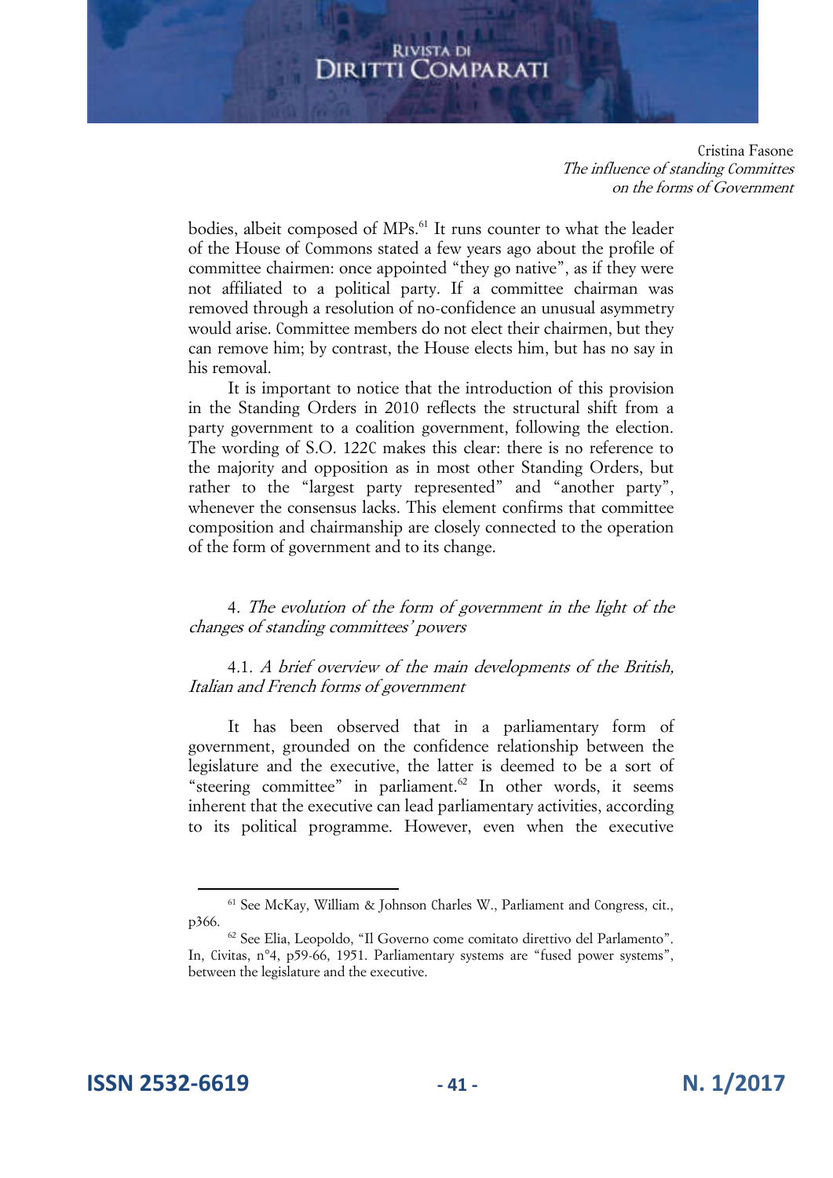bodies, albeit composed of MPs.[61] It runs counter to what the leader of the House of Commons stated a few years ago about the profile of committee chairmen: once appointed "they go native", as if they were not affiliated to a political party. If a committee chairman was removed through a resolution of no-confidence an unusual asymmetry would arise. Committee members do not elect their chairmen, but they can remove him; by contrast, the House elects him, but has no say in his removal.

It is important to notice that the introduction of this provision in the Standing Orders in 2010 reflects the structural shift from a party government to a coalition government, following the election. The wording of S.O. 122C makes this clear: there is no reference to the majority and opposition as in most other Standing Orders, but rather to the "largest party represented" and "another party", whenever the consensus lacks. This element confirms that committee composition and chairmanship are closely connected to the operation of the form of government and to its change.

## 4. *The evolution of the form of government in the light of the changes of standing committees' powers*

### 4.1. *A brief overview of the main developments of the British, Italian and French forms of government*

It has been observed that in a parliamentary form of government, grounded on the confidence relationship between the legislature and the executive, the latter is deemed to be a sort of "steering committee" in parliament.[62] In other words, it seems inherent that the executive can lead parliamentary activities, according to its political programme. However, even when the executive

---

[61] See McKay, William & Johnson Charles W., Parliament and Congress, cit., p366.

[62] See Elia, Leopoldo, "Il Governo come comitato direttivo del Parlamento". In, Civitas, n°4, p59-66, 1951. Parliamentary systems are "fused power systems", between the legislature and the executive.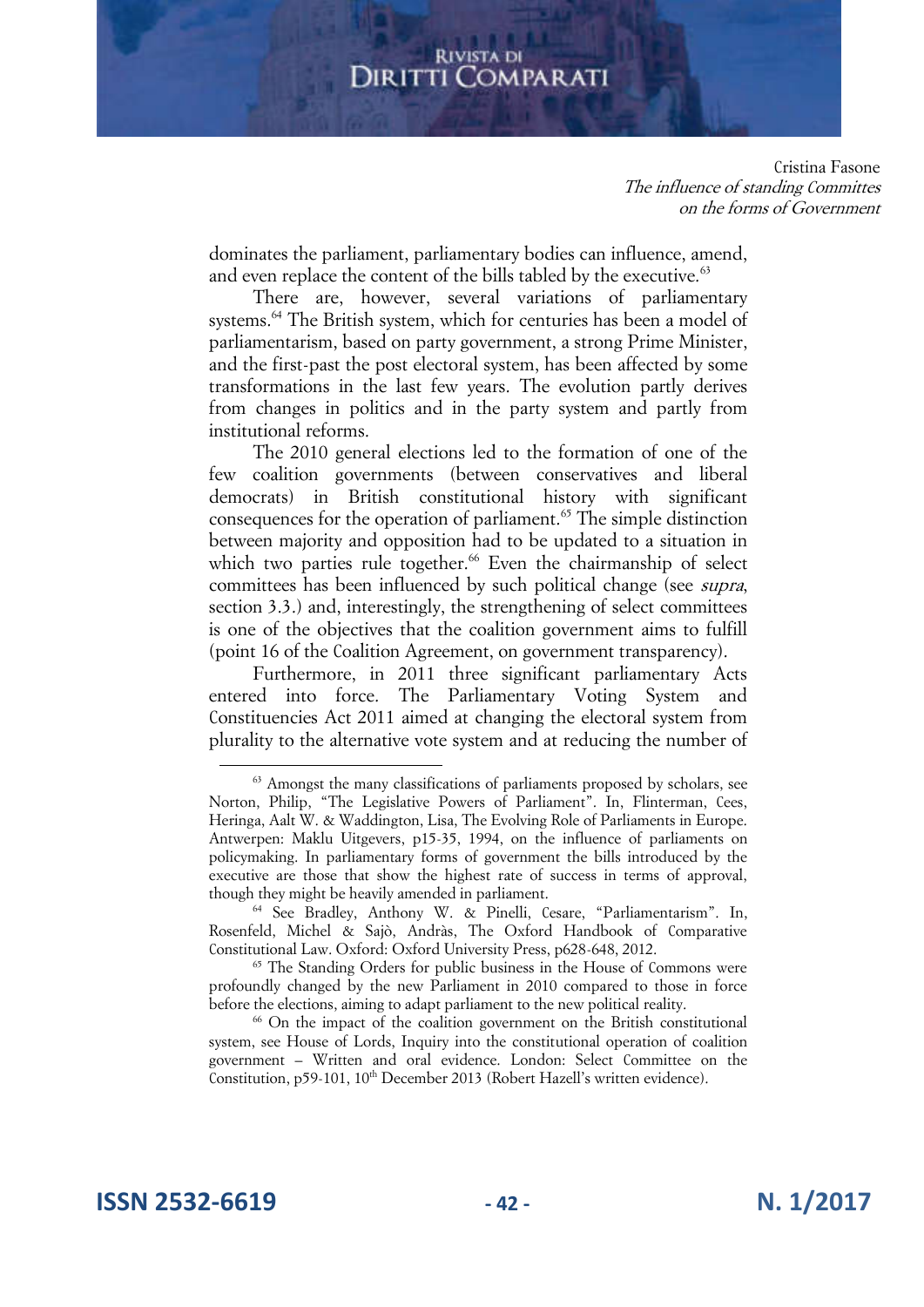dominates the parliament, parliamentary bodies can influence, amend, and even replace the content of the bills tabled by the executive.[63]

There are, however, several variations of parliamentary systems.[64] The British system, which for centuries has been a model of parliamentarism, based on party government, a strong Prime Minister, and the first-past the post electoral system, has been affected by some transformations in the last few years. The evolution partly derives from changes in politics and in the party system and partly from institutional reforms.

The 2010 general elections led to the formation of one of the few coalition governments (between conservatives and liberal democrats) in British constitutional history with significant consequences for the operation of parliament.[65] The simple distinction between majority and opposition had to be updated to a situation in which two parties rule together.[66] Even the chairmanship of select committees has been influenced by such political change (see *supra*, section 3.3.) and, interestingly, the strengthening of select committees is one of the objectives that the coalition government aims to fulfill (point 16 of the Coalition Agreement, on government transparency).

Furthermore, in 2011 three significant parliamentary Acts entered into force. The Parliamentary Voting System and Constituencies Act 2011 aimed at changing the electoral system from plurality to the alternative vote system and at reducing the number of

---

[63] Amongst the many classifications of parliaments proposed by scholars, see Norton, Philip, "The Legislative Powers of Parliament". In, Flinterman, Cees, Heringa, Aalt W. & Waddington, Lisa, The Evolving Role of Parliaments in Europe. Antwerpen: Maklu Uitgevers, p15-35, 1994, on the influence of parliaments on policymaking. In parliamentary forms of government the bills introduced by the executive are those that show the highest rate of success in terms of approval, though they might be heavily amended in parliament.

[64] See Bradley, Anthony W. & Pinelli, Cesare, "Parliamentarism". In, Rosenfeld, Michel & Sajò, Andràs, The Oxford Handbook of Comparative Constitutional Law. Oxford: Oxford University Press, p628-648, 2012.

[65] The Standing Orders for public business in the House of Commons were profoundly changed by the new Parliament in 2010 compared to those in force before the elections, aiming to adapt parliament to the new political reality.

[66] On the impact of the coalition government on the British constitutional system, see House of Lords, Inquiry into the constitutional operation of coalition government – Written and oral evidence. London: Select Committee on the Constitution, p59-101, 10th December 2013 (Robert Hazell's written evidence).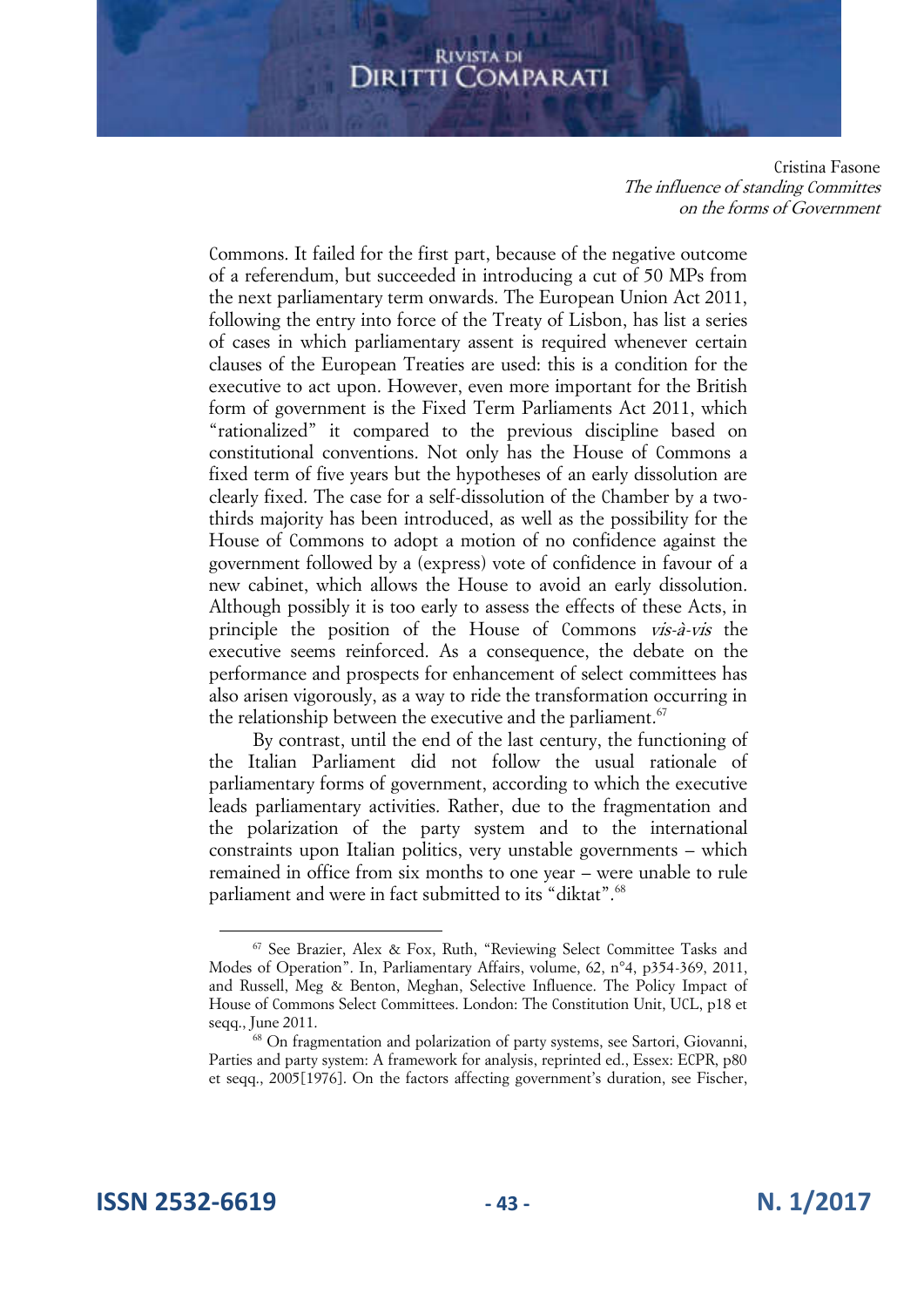Commons. It failed for the first part, because of the negative outcome of a referendum, but succeeded in introducing a cut of 50 MPs from the next parliamentary term onwards. The European Union Act 2011, following the entry into force of the Treaty of Lisbon, has list a series of cases in which parliamentary assent is required whenever certain clauses of the European Treaties are used: this is a condition for the executive to act upon. However, even more important for the British form of government is the Fixed Term Parliaments Act 2011, which "rationalized" it compared to the previous discipline based on constitutional conventions. Not only has the House of Commons a fixed term of five years but the hypotheses of an early dissolution are clearly fixed. The case for a self-dissolution of the Chamber by a two-thirds majority has been introduced, as well as the possibility for the House of Commons to adopt a motion of no confidence against the government followed by a (express) vote of confidence in favour of a new cabinet, which allows the House to avoid an early dissolution. Although possibly it is too early to assess the effects of these Acts, in principle the position of the House of Commons *vis-à-vis* the executive seems reinforced. As a consequence, the debate on the performance and prospects for enhancement of select committees has also arisen vigorously, as a way to ride the transformation occurring in the relationship between the executive and the parliament.[67]

By contrast, until the end of the last century, the functioning of the Italian Parliament did not follow the usual rationale of parliamentary forms of government, according to which the executive leads parliamentary activities. Rather, due to the fragmentation and the polarization of the party system and to the international constraints upon Italian politics, very unstable governments – which remained in office from six months to one year – were unable to rule parliament and were in fact submitted to its "diktat".[68]

---

[67] See Brazier, Alex & Fox, Ruth, "Reviewing Select Committee Tasks and Modes of Operation". In, Parliamentary Affairs, volume, 62, n°4, p354-369, 2011, and Russell, Meg & Benton, Meghan, Selective Influence. The Policy Impact of House of Commons Select Committees. London: The Constitution Unit, UCL, p18 et seqq., June 2011.

[68] On fragmentation and polarization of party systems, see Sartori, Giovanni, Parties and party system: A framework for analysis, reprinted ed., Essex: ECPR, p80 et seqq., 2005[1976]. On the factors affecting government's duration, see Fischer,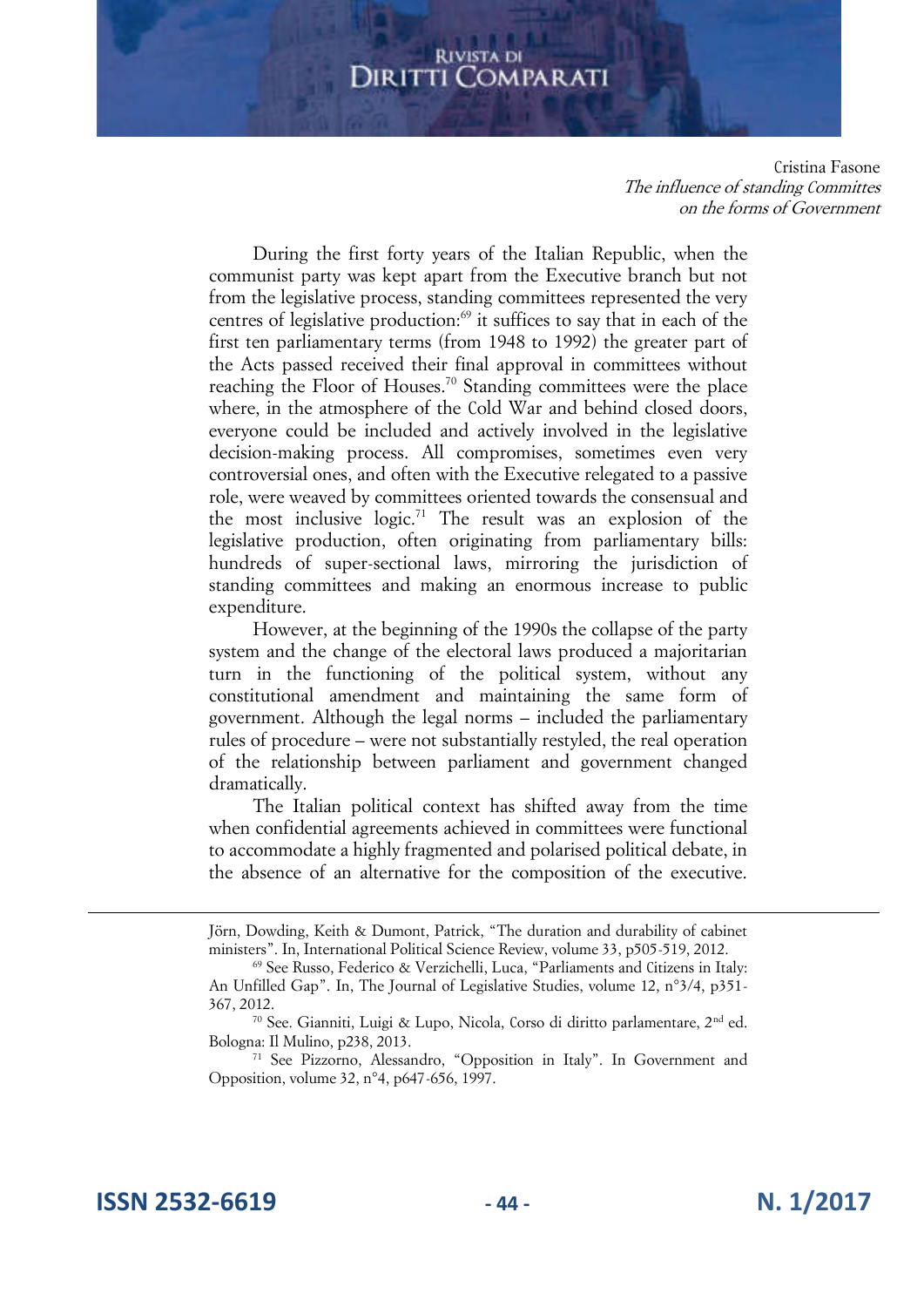During the first forty years of the Italian Republic, when the communist party was kept apart from the Executive branch but not from the legislative process, standing committees represented the very centres of legislative production:[69] it suffices to say that in each of the first ten parliamentary terms (from 1948 to 1992) the greater part of the Acts passed received their final approval in committees without reaching the Floor of Houses.[70] Standing committees were the place where, in the atmosphere of the Cold War and behind closed doors, everyone could be included and actively involved in the legislative decision-making process. All compromises, sometimes even very controversial ones, and often with the Executive relegated to a passive role, were weaved by committees oriented towards the consensual and the most inclusive logic.[71] The result was an explosion of the legislative production, often originating from parliamentary bills: hundreds of super-sectional laws, mirroring the jurisdiction of standing committees and making an enormous increase to public expenditure.

However, at the beginning of the 1990s the collapse of the party system and the change of the electoral laws produced a majoritarian turn in the functioning of the political system, without any constitutional amendment and maintaining the same form of government. Although the legal norms – included the parliamentary rules of procedure – were not substantially restyled, the real operation of the relationship between parliament and government changed dramatically.

The Italian political context has shifted away from the time when confidential agreements achieved in committees were functional to accommodate a highly fragmented and polarised political debate, in the absence of an alternative for the composition of the executive.

---

Jörn, Dowding, Keith & Dumont, Patrick, "The duration and durability of cabinet ministers". In, International Political Science Review, volume 33, p505-519, 2012.

[69] See Russo, Federico & Verzichelli, Luca, "Parliaments and Citizens in Italy: An Unfilled Gap". In, The Journal of Legislative Studies, volume 12, n°3/4, p351-367, 2012.

[70] See. Gianniti, Luigi & Lupo, Nicola, Corso di diritto parlamentare, 2nd ed. Bologna: Il Mulino, p238, 2013.

[71] See Pizzorno, Alessandro, "Opposition in Italy". In Government and Opposition, volume 32, n°4, p647-656, 1997.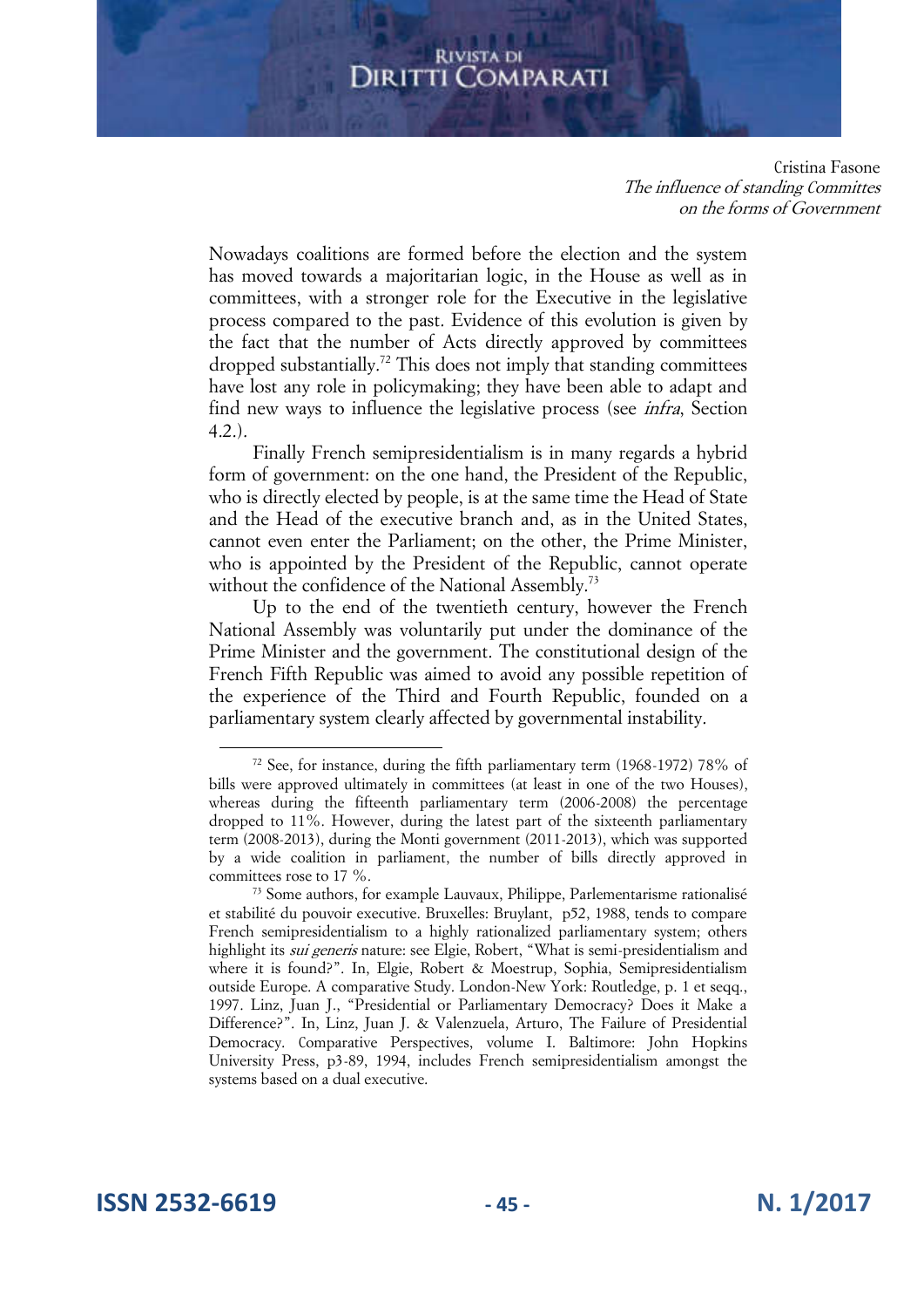Nowadays coalitions are formed before the election and the system has moved towards a majoritarian logic, in the House as well as in committees, with a stronger role for the Executive in the legislative process compared to the past. Evidence of this evolution is given by the fact that the number of Acts directly approved by committees dropped substantially.[72] This does not imply that standing committees have lost any role in policymaking; they have been able to adapt and find new ways to influence the legislative process (see *infra*, Section 4.2.).

Finally French semipresidentialism is in many regards a hybrid form of government: on the one hand, the President of the Republic, who is directly elected by people, is at the same time the Head of State and the Head of the executive branch and, as in the United States, cannot even enter the Parliament; on the other, the Prime Minister, who is appointed by the President of the Republic, cannot operate without the confidence of the National Assembly.[73]

Up to the end of the twentieth century, however the French National Assembly was voluntarily put under the dominance of the Prime Minister and the government. The constitutional design of the French Fifth Republic was aimed to avoid any possible repetition of the experience of the Third and Fourth Republic, founded on a parliamentary system clearly affected by governmental instability.

---

[72] See, for instance, during the fifth parliamentary term (1968-1972) 78% of bills were approved ultimately in committees (at least in one of the two Houses), whereas during the fifteenth parliamentary term (2006-2008) the percentage dropped to 11%. However, during the latest part of the sixteenth parliamentary term (2008-2013), during the Monti government (2011-2013), which was supported by a wide coalition in parliament, the number of bills directly approved in committees rose to 17 %.

[73] Some authors, for example Lauvaux, Philippe, Parlementarisme rationalisé et stabilité du pouvoir executive. Bruxelles: Bruylant, p52, 1988, tends to compare French semipresidentialism to a highly rationalized parliamentary system; others highlight its *sui generis* nature: see Elgie, Robert, "What is semi-presidentialism and where it is found?". In, Elgie, Robert & Moestrup, Sophia, Semipresidentialism outside Europe. A comparative Study. London-New York: Routledge, p. 1 et seqq., 1997. Linz, Juan J., "Presidential or Parliamentary Democracy? Does it Make a Difference?". In, Linz, Juan J. & Valenzuela, Arturo, The Failure of Presidential Democracy. Comparative Perspectives, volume I. Baltimore: John Hopkins University Press, p3-89, 1994, includes French semipresidentialism amongst the systems based on a dual executive.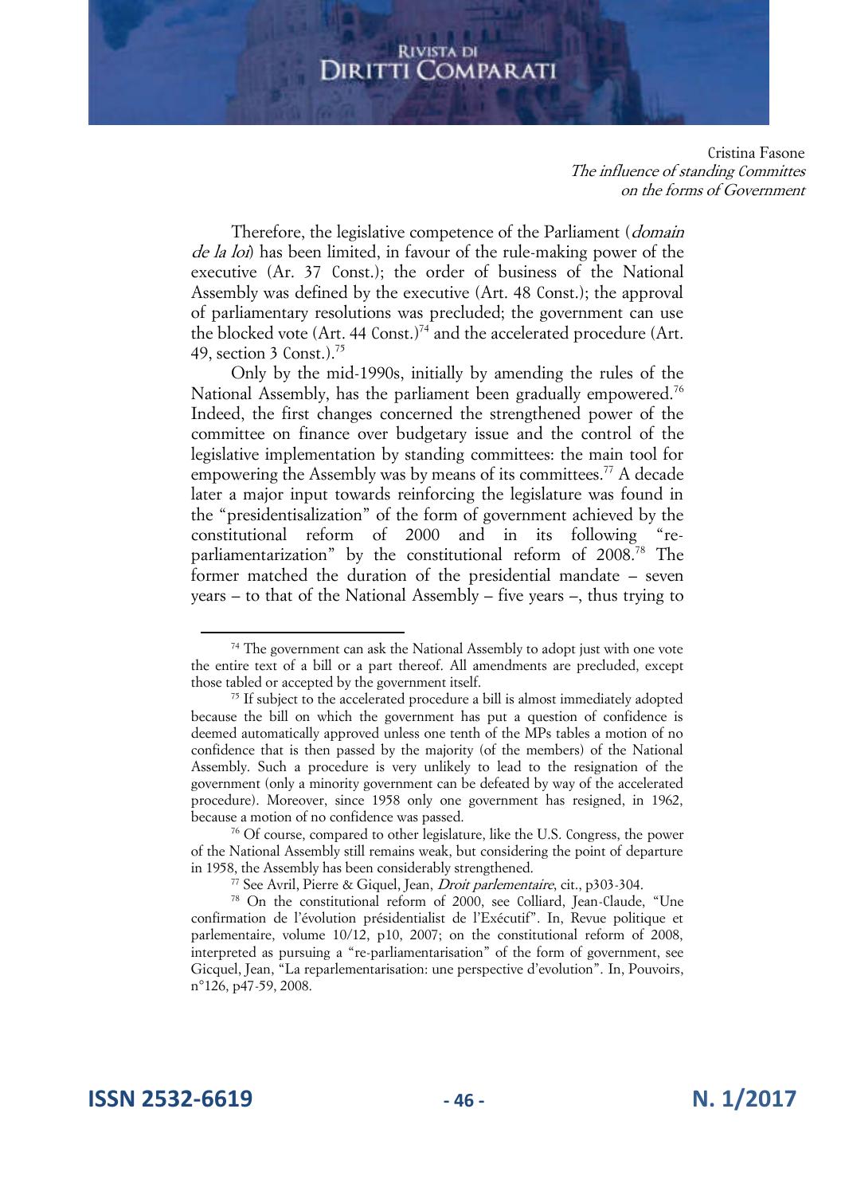Therefore, the legislative competence of the Parliament (*domain de la loi*) has been limited, in favour of the rule-making power of the executive (Ar. 37 Const.); the order of business of the National Assembly was defined by the executive (Art. 48 Const.); the approval of parliamentary resolutions was precluded; the government can use the blocked vote (Art. 44 Const.)[74] and the accelerated procedure (Art. 49, section 3 Const.).[75]

Only by the mid-1990s, initially by amending the rules of the National Assembly, has the parliament been gradually empowered.[76] Indeed, the first changes concerned the strengthened power of the committee on finance over budgetary issue and the control of the legislative implementation by standing committees: the main tool for empowering the Assembly was by means of its committees.[77] A decade later a major input towards reinforcing the legislature was found in the "presidentisalization" of the form of government achieved by the constitutional reform of 2000 and in its following "re-parliamentarization" by the constitutional reform of 2008.[78] The former matched the duration of the presidential mandate – seven years – to that of the National Assembly – five years –, thus trying to

---

[74] The government can ask the National Assembly to adopt just with one vote the entire text of a bill or a part thereof. All amendments are precluded, except those tabled or accepted by the government itself.

[75] If subject to the accelerated procedure a bill is almost immediately adopted because the bill on which the government has put a question of confidence is deemed automatically approved unless one tenth of the MPs tables a motion of no confidence that is then passed by the majority (of the members) of the National Assembly. Such a procedure is very unlikely to lead to the resignation of the government (only a minority government can be defeated by way of the accelerated procedure). Moreover, since 1958 only one government has resigned, in 1962, because a motion of no confidence was passed.

[76] Of course, compared to other legislature, like the U.S. Congress, the power of the National Assembly still remains weak, but considering the point of departure in 1958, the Assembly has been considerably strengthened.

[77] See Avril, Pierre & Giquel, Jean, *Droit parlementaire*, cit., p303-304.

[78] On the constitutional reform of 2000, see Colliard, Jean-Claude, "Une confirmation de l'évolution présidentialist de l'Exécutif". In, Revue politique et parlementaire, volume 10/12, p10, 2007; on the constitutional reform of 2008, interpreted as pursuing a "re-parliamentarisation" of the form of government, see Gicquel, Jean, "La reparlementarisation: une perspective d'evolution". In, Pouvoirs, n°126, p47-59, 2008.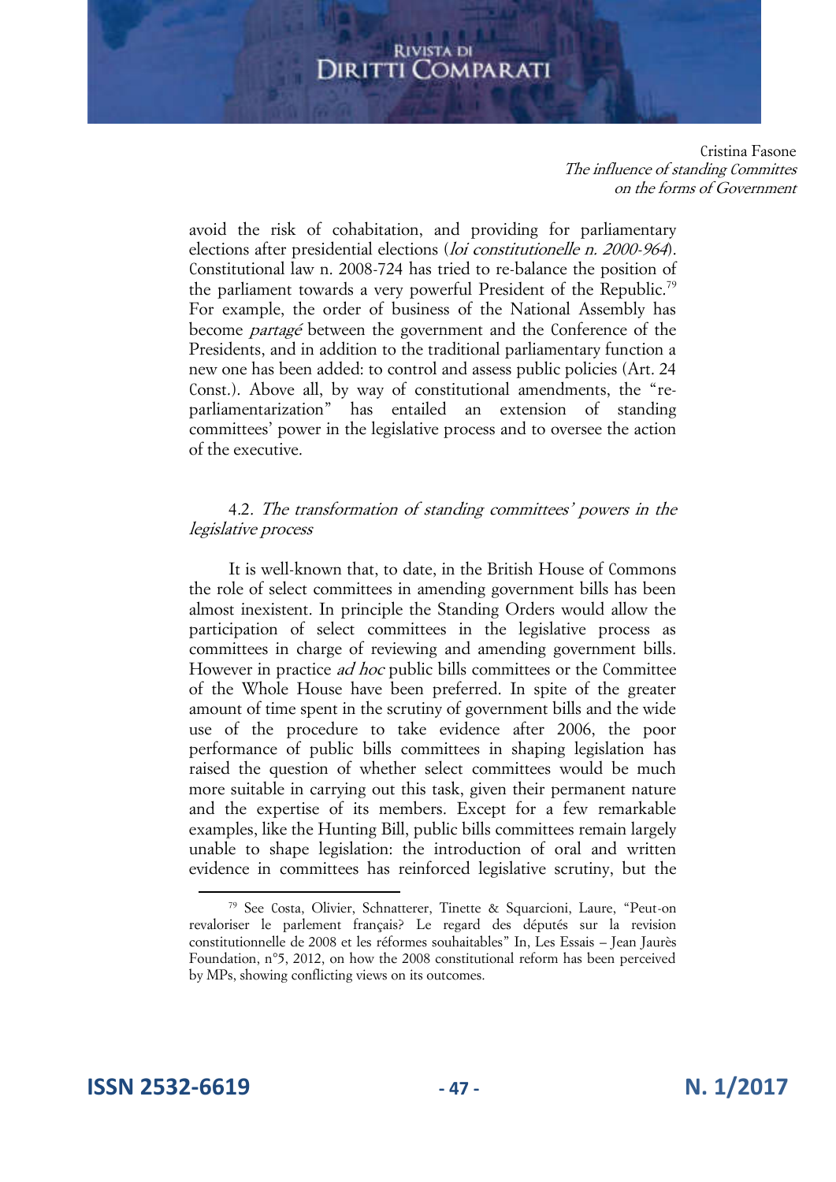avoid the risk of cohabitation, and providing for parliamentary elections after presidential elections (*loi constitutionelle n. 2000-964*). Constitutional law n. 2008-724 has tried to re-balance the position of the parliament towards a very powerful President of the Republic.[79] For example, the order of business of the National Assembly has become *partagé* between the government and the Conference of the Presidents, and in addition to the traditional parliamentary function a new one has been added: to control and assess public policies (Art. 24 Const.). Above all, by way of constitutional amendments, the "re-parliamentarization" has entailed an extension of standing committees' power in the legislative process and to oversee the action of the executive.

### 4.2. *The transformation of standing committees' powers in the legislative process*

It is well-known that, to date, in the British House of Commons the role of select committees in amending government bills has been almost inexistent. In principle the Standing Orders would allow the participation of select committees in the legislative process as committees in charge of reviewing and amending government bills. However in practice *ad hoc* public bills committees or the Committee of the Whole House have been preferred. In spite of the greater amount of time spent in the scrutiny of government bills and the wide use of the procedure to take evidence after 2006, the poor performance of public bills committees in shaping legislation has raised the question of whether select committees would be much more suitable in carrying out this task, given their permanent nature and the expertise of its members. Except for a few remarkable examples, like the Hunting Bill, public bills committees remain largely unable to shape legislation: the introduction of oral and written evidence in committees has reinforced legislative scrutiny, but the

---

[79] See Costa, Olivier, Schnatterer, Tinette & Squarcioni, Laure, "Peut-on revaloriser le parlement français? Le regard des députés sur la revision constitutionnelle de 2008 et les réformes souhaitables" In, Les Essais – Jean Jaurès Foundation, n°5, 2012, on how the 2008 constitutional reform has been perceived by MPs, showing conflicting views on its outcomes.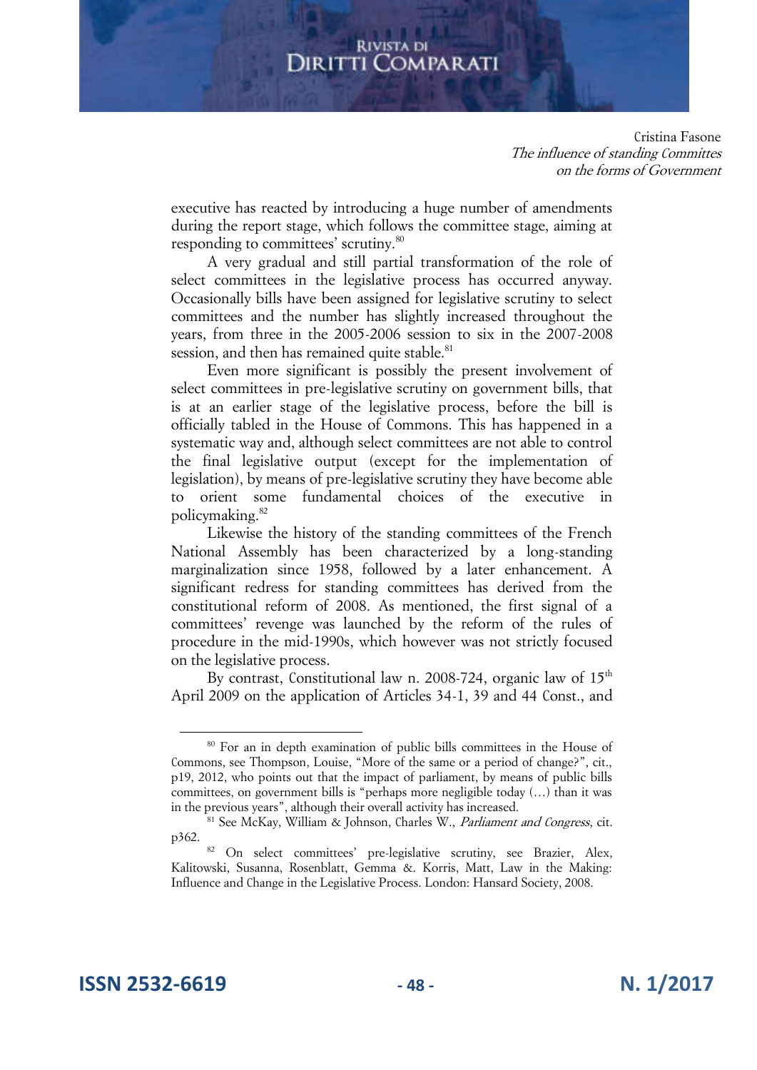executive has reacted by introducing a huge number of amendments during the report stage, which follows the committee stage, aiming at responding to committees' scrutiny.[80]

A very gradual and still partial transformation of the role of select committees in the legislative process has occurred anyway. Occasionally bills have been assigned for legislative scrutiny to select committees and the number has slightly increased throughout the years, from three in the 2005-2006 session to six in the 2007-2008 session, and then has remained quite stable.[81]

Even more significant is possibly the present involvement of select committees in pre-legislative scrutiny on government bills, that is at an earlier stage of the legislative process, before the bill is officially tabled in the House of Commons. This has happened in a systematic way and, although select committees are not able to control the final legislative output (except for the implementation of legislation), by means of pre-legislative scrutiny they have become able to orient some fundamental choices of the executive in policymaking.[82]

Likewise the history of the standing committees of the French National Assembly has been characterized by a long-standing marginalization since 1958, followed by a later enhancement. A significant redress for standing committees has derived from the constitutional reform of 2008. As mentioned, the first signal of a committees' revenge was launched by the reform of the rules of procedure in the mid-1990s, which however was not strictly focused on the legislative process.

By contrast, Constitutional law n. 2008-724, organic law of 15th April 2009 on the application of Articles 34-1, 39 and 44 Const., and

---

[80] For an in depth examination of public bills committees in the House of Commons, see Thompson, Louise, "More of the same or a period of change?", cit., p19, 2012, who points out that the impact of parliament, by means of public bills committees, on government bills is "perhaps more negligible today (…) than it was in the previous years", although their overall activity has increased.

[81] See McKay, William & Johnson, Charles W., *Parliament and Congress*, cit. p362.

[82] On select committees' pre-legislative scrutiny, see Brazier, Alex, Kalitowski, Susanna, Rosenblatt, Gemma &. Korris, Matt, Law in the Making: Influence and Change in the Legislative Process. London: Hansard Society, 2008.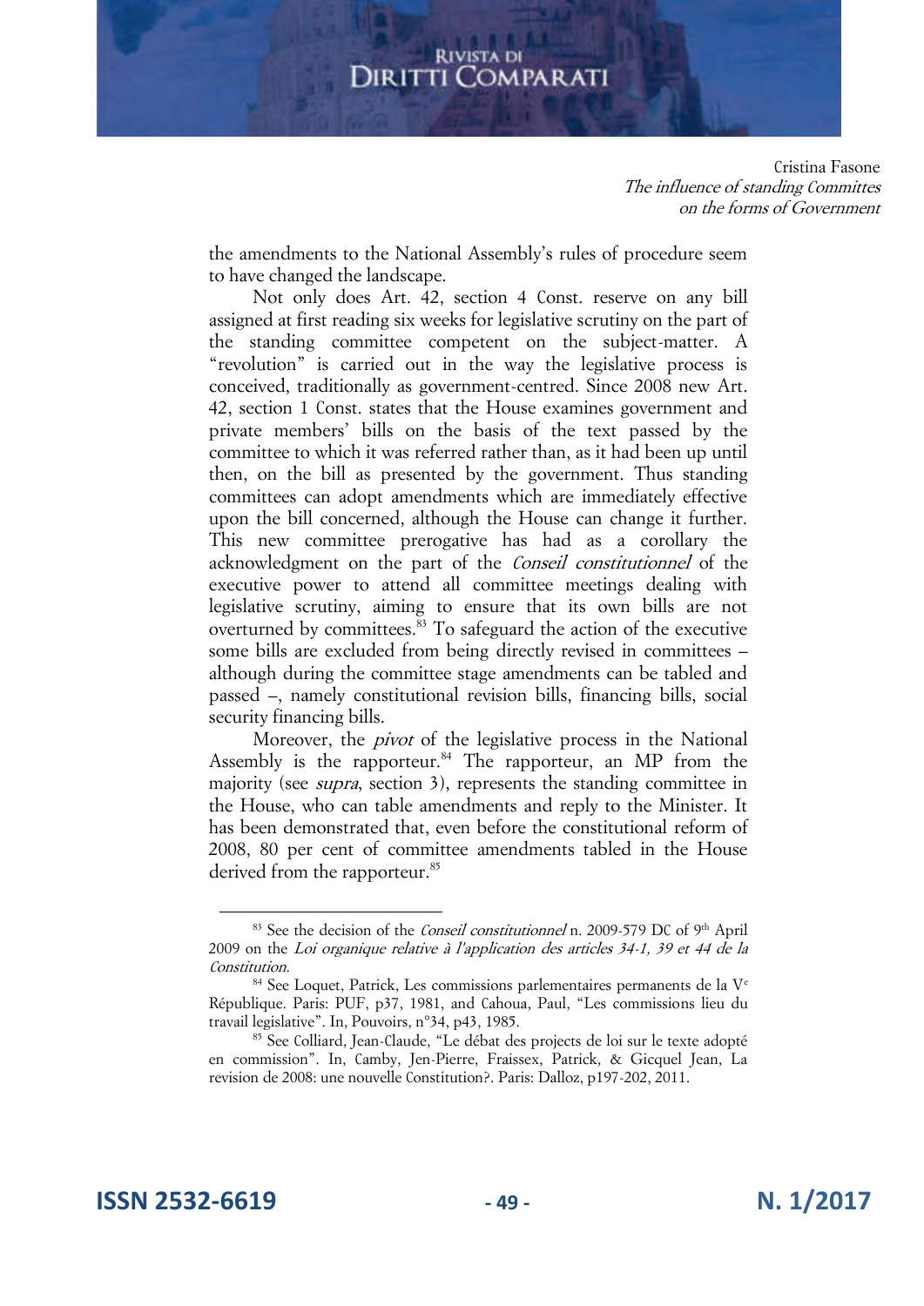the amendments to the National Assembly's rules of procedure seem to have changed the landscape.

Not only does Art. 42, section 4 Const. reserve on any bill assigned at first reading six weeks for legislative scrutiny on the part of the standing committee competent on the subject-matter. A "revolution" is carried out in the way the legislative process is conceived, traditionally as government-centred. Since 2008 new Art. 42, section 1 Const. states that the House examines government and private members' bills on the basis of the text passed by the committee to which it was referred rather than, as it had been up until then, on the bill as presented by the government. Thus standing committees can adopt amendments which are immediately effective upon the bill concerned, although the House can change it further. This new committee prerogative has had as a corollary the acknowledgment on the part of the *Conseil constitutionnel* of the executive power to attend all committee meetings dealing with legislative scrutiny, aiming to ensure that its own bills are not overturned by committees.[83] To safeguard the action of the executive some bills are excluded from being directly revised in committees – although during the committee stage amendments can be tabled and passed –, namely constitutional revision bills, financing bills, social security financing bills.

Moreover, the *pivot* of the legislative process in the National Assembly is the rapporteur.[84] The rapporteur, an MP from the majority (see *supra*, section 3), represents the standing committee in the House, who can table amendments and reply to the Minister. It has been demonstrated that, even before the constitutional reform of 2008, 80 per cent of committee amendments tabled in the House derived from the rapporteur.[85]

---

[83] See the decision of the *Conseil constitutionnel* n. 2009-579 DC of 9th April 2009 on the *Loi organique relative à l'application des articles 34-1, 39 et 44 de la Constitution*.

[84] See Loquet, Patrick, Les commissions parlementaires permanentes de la Ve République. Paris: PUF, p37, 1981, and Cahoua, Paul, "Les commissions lieu du travail legislative". In, Pouvoirs, n°34, p43, 1985.

[85] See Colliard, Jean-Claude, "Le débat des projects de loi sur le texte adopté en commission". In, Camby, Jen-Pierre, Fraissex, Patrick, & Gicquel Jean, La revision de 2008: une nouvelle Constitution?. Paris: Dalloz, p197-202, 2011.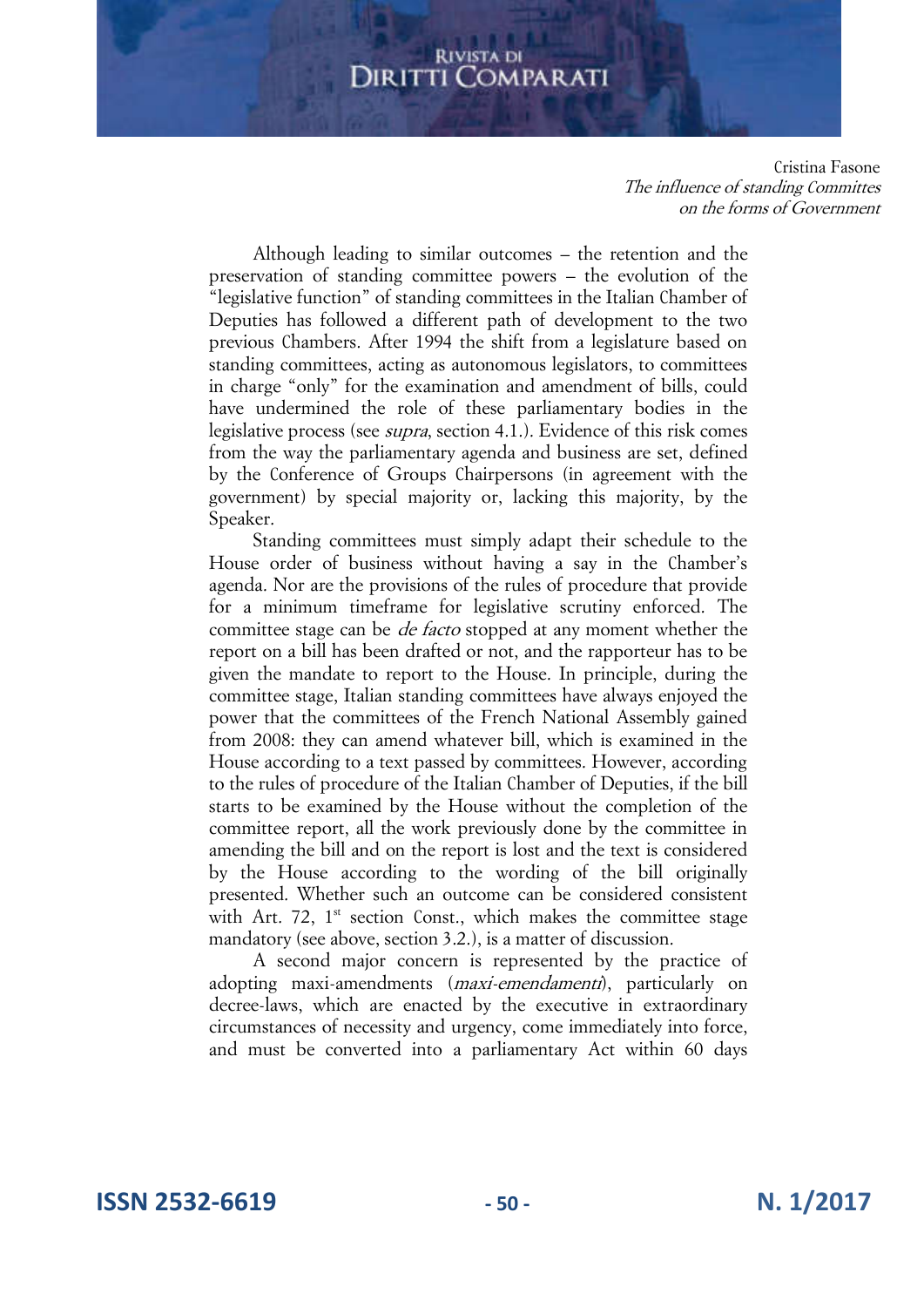Although leading to similar outcomes – the retention and the preservation of standing committee powers – the evolution of the "legislative function" of standing committees in the Italian Chamber of Deputies has followed a different path of development to the two previous Chambers. After 1994 the shift from a legislature based on standing committees, acting as autonomous legislators, to committees in charge "only" for the examination and amendment of bills, could have undermined the role of these parliamentary bodies in the legislative process (see *supra*, section 4.1.). Evidence of this risk comes from the way the parliamentary agenda and business are set, defined by the Conference of Groups Chairpersons (in agreement with the government) by special majority or, lacking this majority, by the Speaker.

Standing committees must simply adapt their schedule to the House order of business without having a say in the Chamber's agenda. Nor are the provisions of the rules of procedure that provide for a minimum timeframe for legislative scrutiny enforced. The committee stage can be *de facto* stopped at any moment whether the report on a bill has been drafted or not, and the rapporteur has to be given the mandate to report to the House. In principle, during the committee stage, Italian standing committees have always enjoyed the power that the committees of the French National Assembly gained from 2008: they can amend whatever bill, which is examined in the House according to a text passed by committees. However, according to the rules of procedure of the Italian Chamber of Deputies, if the bill starts to be examined by the House without the completion of the committee report, all the work previously done by the committee in amending the bill and on the report is lost and the text is considered by the House according to the wording of the bill originally presented. Whether such an outcome can be considered consistent with Art. 72, 1st section Const., which makes the committee stage mandatory (see above, section 3.2.), is a matter of discussion.

A second major concern is represented by the practice of adopting maxi-amendments (*maxi-emendamenti*), particularly on decree-laws, which are enacted by the executive in extraordinary circumstances of necessity and urgency, come immediately into force, and must be converted into a parliamentary Act within 60 days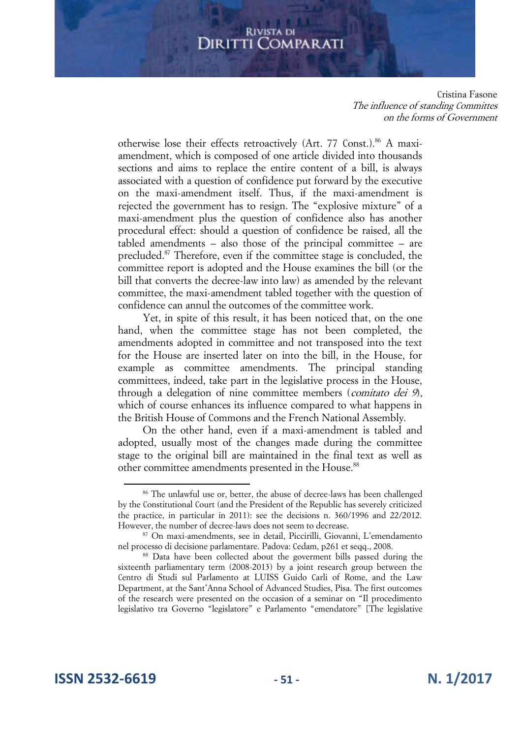otherwise lose their effects retroactively (Art. 77 Const.).[86] A maxi-amendment, which is composed of one article divided into thousands sections and aims to replace the entire content of a bill, is always associated with a question of confidence put forward by the executive on the maxi-amendment itself. Thus, if the maxi-amendment is rejected the government has to resign. The "explosive mixture" of a maxi-amendment plus the question of confidence also has another procedural effect: should a question of confidence be raised, all the tabled amendments – also those of the principal committee – are precluded.[87] Therefore, even if the committee stage is concluded, the committee report is adopted and the House examines the bill (or the bill that converts the decree-law into law) as amended by the relevant committee, the maxi-amendment tabled together with the question of confidence can annul the outcomes of the committee work.

Yet, in spite of this result, it has been noticed that, on the one hand, when the committee stage has not been completed, the amendments adopted in committee and not transposed into the text for the House are inserted later on into the bill, in the House, for example as committee amendments. The principal standing committees, indeed, take part in the legislative process in the House, through a delegation of nine committee members (*comitato dei 9*), which of course enhances its influence compared to what happens in the British House of Commons and the French National Assembly.

On the other hand, even if a maxi-amendment is tabled and adopted, usually most of the changes made during the committee stage to the original bill are maintained in the final text as well as other committee amendments presented in the House.[88]

---

[86] The unlawful use or, better, the abuse of decree-laws has been challenged by the Constitutional Court (and the President of the Republic has severely criticized the practice, in particular in 2011): see the decisions n. 360/1996 and 22/2012. However, the number of decree-laws does not seem to decrease.

[87] On maxi-amendments, see in detail, Piccirilli, Giovanni, L'emendamento nel processo di decisione parlamentare. Padova: Cedam, p261 et seqq., 2008.

[88] Data have been collected about the goverment bills passed during the sixteenth parliamentary term (2008-2013) by a joint research group between the Centro di Studi sul Parlamento at LUISS Guido Carli of Rome, and the Law Department, at the Sant'Anna School of Advanced Studies, Pisa. The first outcomes of the research were presented on the occasion of a seminar on "Il procedimento legislativo tra Governo "legislatore" e Parlamento "emendatore" [The legislative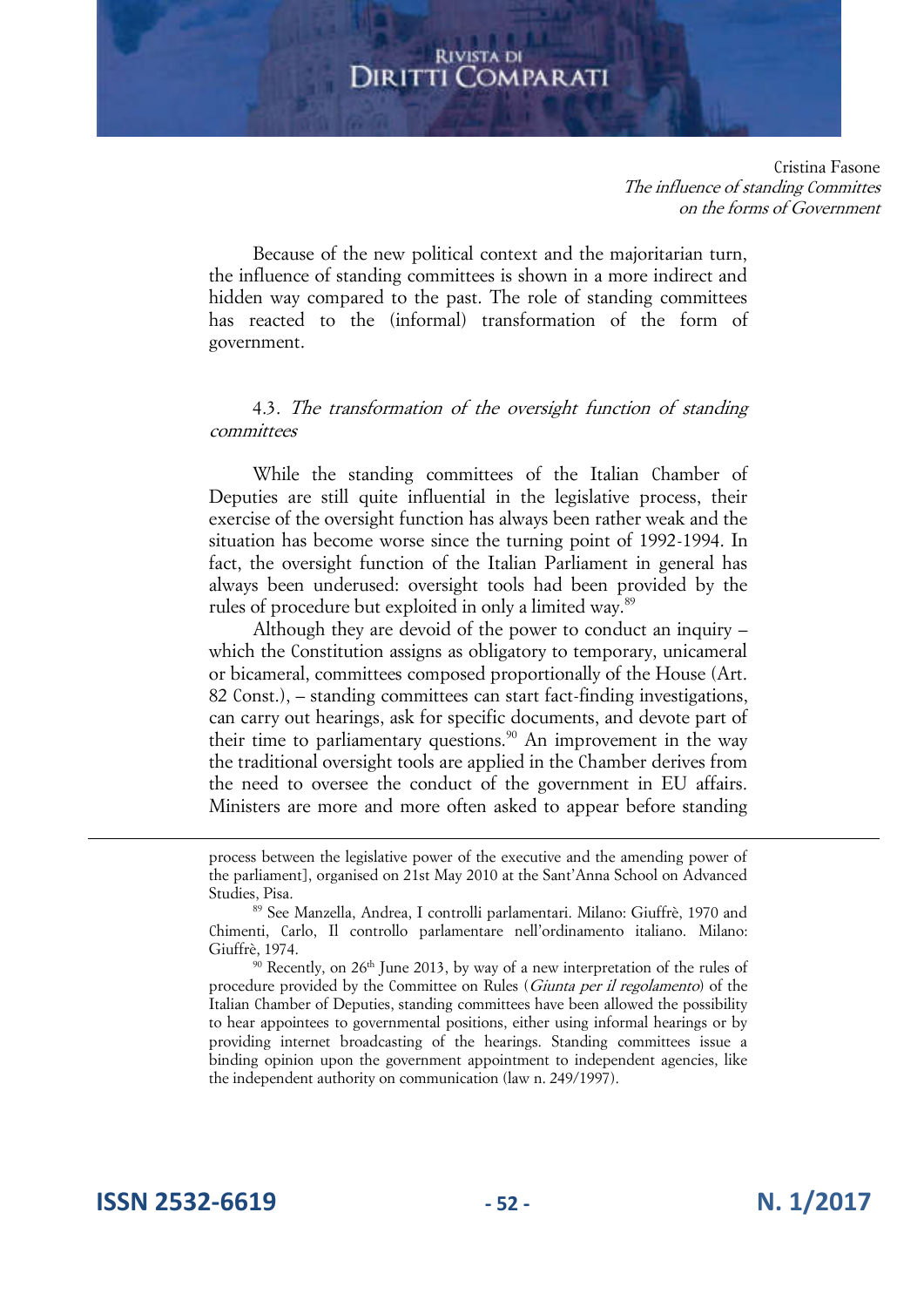Because of the new political context and the majoritarian turn, the influence of standing committees is shown in a more indirect and hidden way compared to the past. The role of standing committees has reacted to the (informal) transformation of the form of government.

### 4.3. *The transformation of the oversight function of standing committees*

While the standing committees of the Italian Chamber of Deputies are still quite influential in the legislative process, their exercise of the oversight function has always been rather weak and the situation has become worse since the turning point of 1992-1994. In fact, the oversight function of the Italian Parliament in general has always been underused: oversight tools had been provided by the rules of procedure but exploited in only a limited way.[89]

Although they are devoid of the power to conduct an inquiry – which the Constitution assigns as obligatory to temporary, unicameral or bicameral, committees composed proportionally of the House (Art. 82 Const.), – standing committees can start fact-finding investigations, can carry out hearings, ask for specific documents, and devote part of their time to parliamentary questions.[90] An improvement in the way the traditional oversight tools are applied in the Chamber derives from the need to oversee the conduct of the government in EU affairs. Ministers are more and more often asked to appear before standing

---

process between the legislative power of the executive and the amending power of the parliament], organised on 21st May 2010 at the Sant'Anna School on Advanced Studies, Pisa.

[89] See Manzella, Andrea, I controlli parlamentari. Milano: Giuffrè, 1970 and Chimenti, Carlo, Il controllo parlamentare nell'ordinamento italiano. Milano: Giuffrè, 1974.

[90] Recently, on 26th June 2013, by way of a new interpretation of the rules of procedure provided by the Committee on Rules (*Giunta per il regolamento*) of the Italian Chamber of Deputies, standing committees have been allowed the possibility to hear appointees to governmental positions, either using informal hearings or by providing internet broadcasting of the hearings. Standing committees issue a binding opinion upon the government appointment to independent agencies, like the independent authority on communication (law n. 249/1997).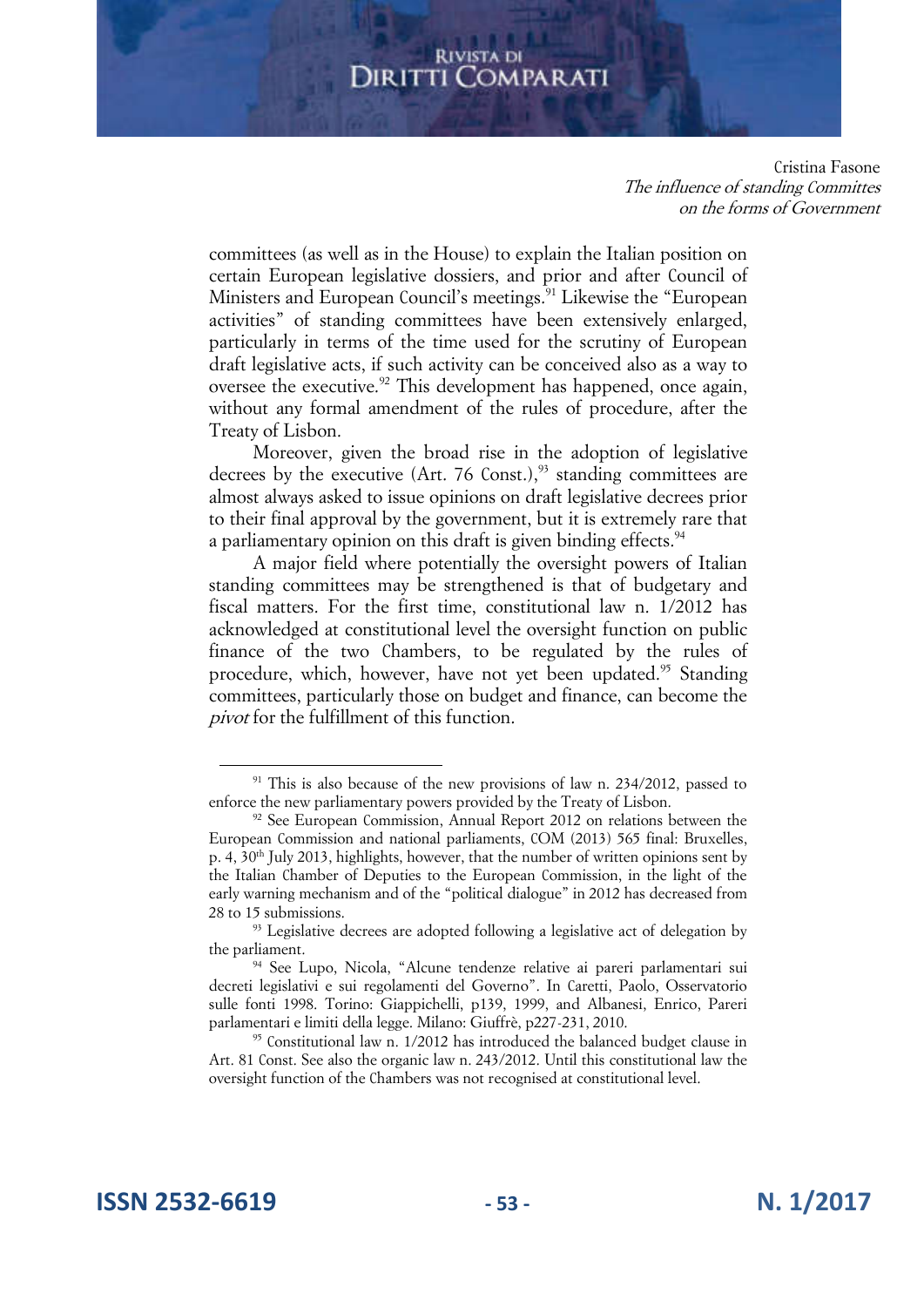committees (as well as in the House) to explain the Italian position on certain European legislative dossiers, and prior and after Council of Ministers and European Council's meetings.[91] Likewise the "European activities" of standing committees have been extensively enlarged, particularly in terms of the time used for the scrutiny of European draft legislative acts, if such activity can be conceived also as a way to oversee the executive.[92] This development has happened, once again, without any formal amendment of the rules of procedure, after the Treaty of Lisbon.

Moreover, given the broad rise in the adoption of legislative decrees by the executive (Art. 76 Const.),[93] standing committees are almost always asked to issue opinions on draft legislative decrees prior to their final approval by the government, but it is extremely rare that a parliamentary opinion on this draft is given binding effects.[94]

A major field where potentially the oversight powers of Italian standing committees may be strengthened is that of budgetary and fiscal matters. For the first time, constitutional law n. 1/2012 has acknowledged at constitutional level the oversight function on public finance of the two Chambers, to be regulated by the rules of procedure, which, however, have not yet been updated.[95] Standing committees, particularly those on budget and finance, can become the *pivot* for the fulfillment of this function.

---

[91] This is also because of the new provisions of law n. 234/2012, passed to enforce the new parliamentary powers provided by the Treaty of Lisbon.

[92] See European Commission, Annual Report 2012 on relations between the European Commission and national parliaments, COM (2013) 565 final: Bruxelles, p. 4, 30th July 2013, highlights, however, that the number of written opinions sent by the Italian Chamber of Deputies to the European Commission, in the light of the early warning mechanism and of the "political dialogue" in 2012 has decreased from 28 to 15 submissions.

[93] Legislative decrees are adopted following a legislative act of delegation by the parliament.

[94] See Lupo, Nicola, "Alcune tendenze relative ai pareri parlamentari sui decreti legislativi e sui regolamenti del Governo". In Caretti, Paolo, Osservatorio sulle fonti 1998. Torino: Giappichelli, p139, 1999, and Albanesi, Enrico, Pareri parlamentari e limiti della legge. Milano: Giuffrè, p227-231, 2010.

[95] Constitutional law n. 1/2012 has introduced the balanced budget clause in Art. 81 Const. See also the organic law n. 243/2012. Until this constitutional law the oversight function of the Chambers was not recognised at constitutional level.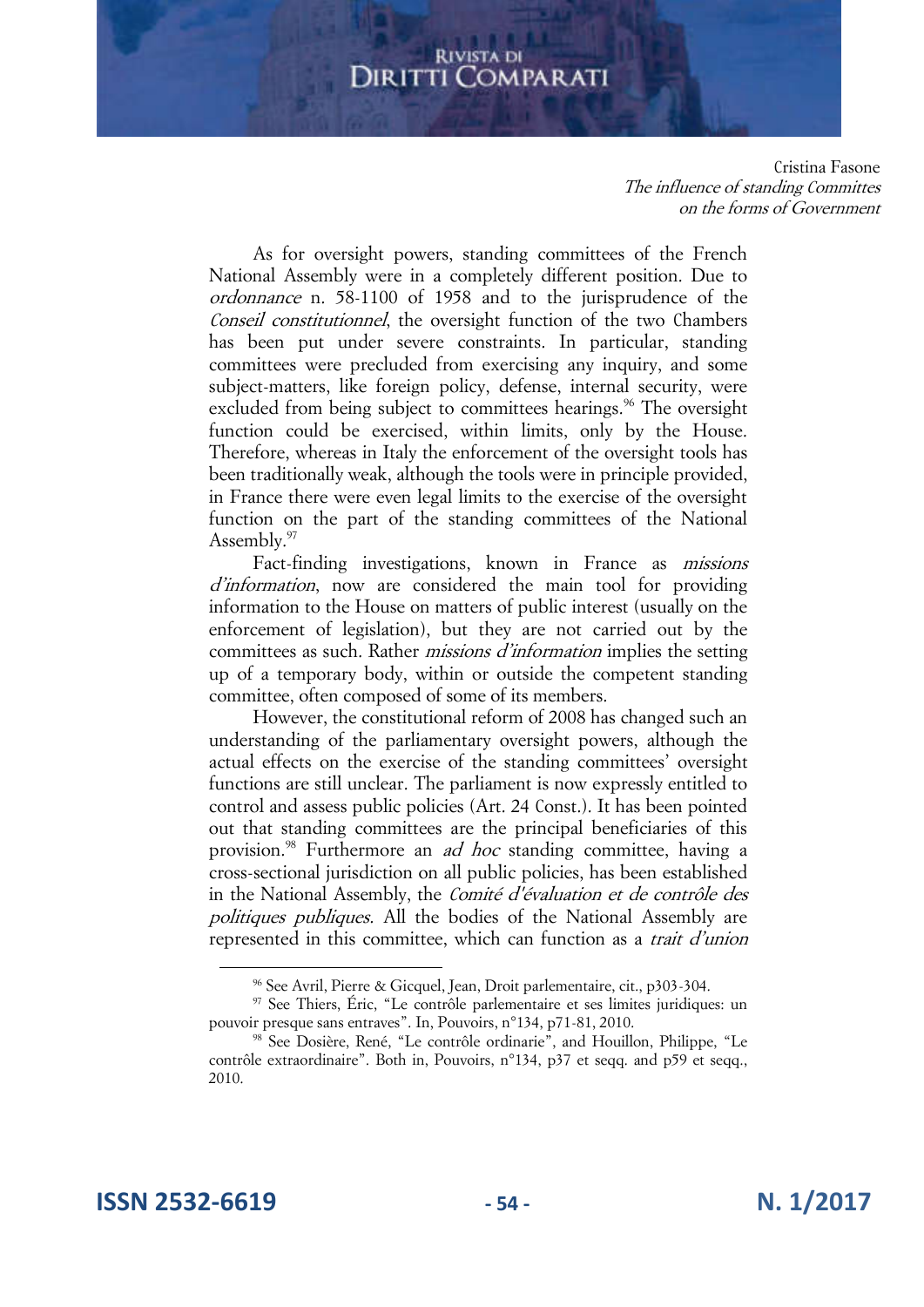As for oversight powers, standing committees of the French National Assembly were in a completely different position. Due to *ordonnance* n. 58-1100 of 1958 and to the jurisprudence of the *Conseil constitutionnel*, the oversight function of the two Chambers has been put under severe constraints. In particular, standing committees were precluded from exercising any inquiry, and some subject-matters, like foreign policy, defense, internal security, were excluded from being subject to committees hearings.[96] The oversight function could be exercised, within limits, only by the House. Therefore, whereas in Italy the enforcement of the oversight tools has been traditionally weak, although the tools were in principle provided, in France there were even legal limits to the exercise of the oversight function on the part of the standing committees of the National Assembly.[97]

Fact-finding investigations, known in France as *missions d'information*, now are considered the main tool for providing information to the House on matters of public interest (usually on the enforcement of legislation), but they are not carried out by the committees as such. Rather *missions d'information* implies the setting up of a temporary body, within or outside the competent standing committee, often composed of some of its members.

However, the constitutional reform of 2008 has changed such an understanding of the parliamentary oversight powers, although the actual effects on the exercise of the standing committees' oversight functions are still unclear. The parliament is now expressly entitled to control and assess public policies (Art. 24 Const.). It has been pointed out that standing committees are the principal beneficiaries of this provision.[98] Furthermore an *ad hoc* standing committee, having a cross-sectional jurisdiction on all public policies, has been established in the National Assembly, the *Comité d'évaluation et de contrôle des politiques publiques*. All the bodies of the National Assembly are represented in this committee, which can function as a *trait d'union*

---

[96] See Avril, Pierre & Gicquel, Jean, Droit parlementaire, cit., p303-304.

[97] See Thiers, Éric, "Le contrôle parlementaire et ses limites juridiques: un pouvoir presque sans entraves". In, Pouvoirs, n°134, p71-81, 2010.

[98] See Dosière, René, "Le contrôle ordinarie", and Houillon, Philippe, "Le contrôle extraordinaire". Both in, Pouvoirs, n°134, p37 et seqq. and p59 et seqq., 2010.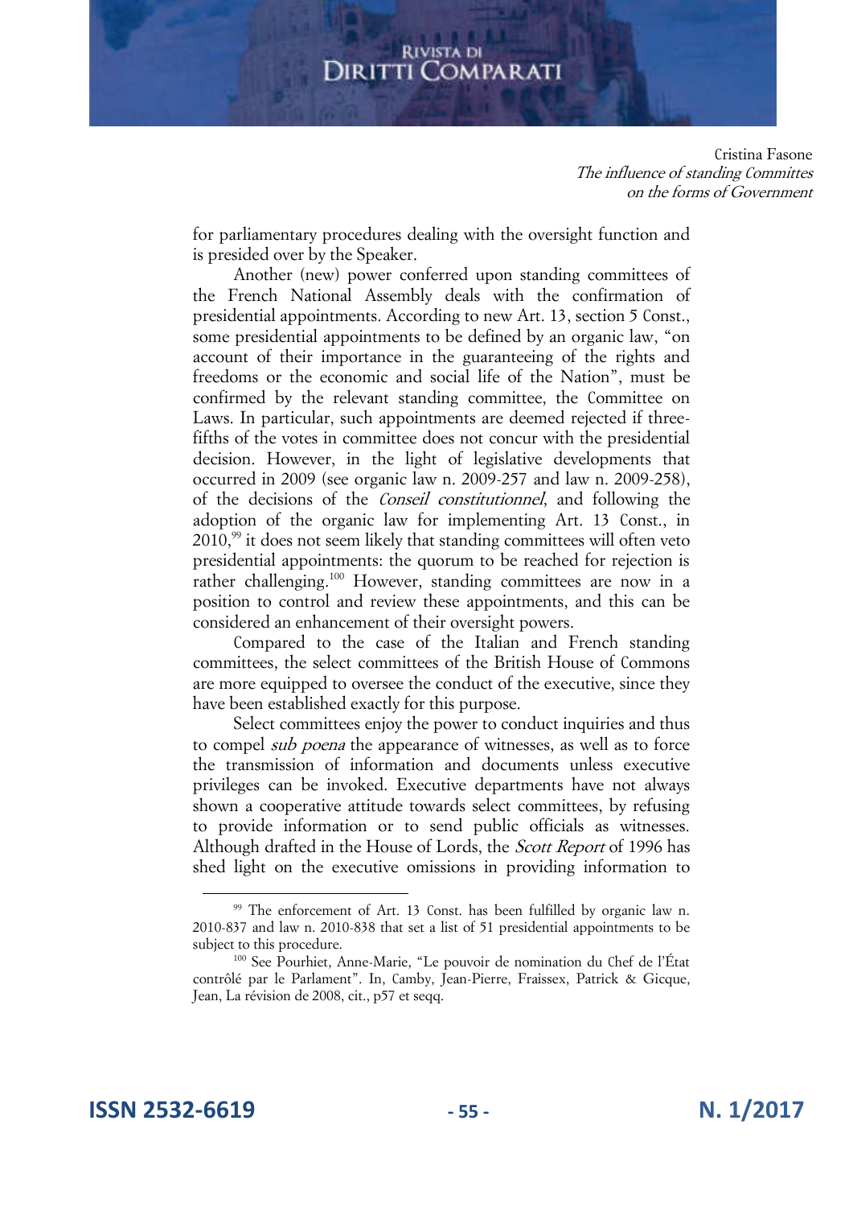for parliamentary procedures dealing with the oversight function and is presided over by the Speaker.

Another (new) power conferred upon standing committees of the French National Assembly deals with the confirmation of presidential appointments. According to new Art. 13, section 5 Const., some presidential appointments to be defined by an organic law, "on account of their importance in the guaranteeing of the rights and freedoms or the economic and social life of the Nation", must be confirmed by the relevant standing committee, the Committee on Laws. In particular, such appointments are deemed rejected if three-fifths of the votes in committee does not concur with the presidential decision. However, in the light of legislative developments that occurred in 2009 (see organic law n. 2009-257 and law n. 2009-258), of the decisions of the *Conseil constitutionnel*, and following the adoption of the organic law for implementing Art. 13 Const., in 2010,[99] it does not seem likely that standing committees will often veto presidential appointments: the quorum to be reached for rejection is rather challenging.[100] However, standing committees are now in a position to control and review these appointments, and this can be considered an enhancement of their oversight powers.

Compared to the case of the Italian and French standing committees, the select committees of the British House of Commons are more equipped to oversee the conduct of the executive, since they have been established exactly for this purpose.

Select committees enjoy the power to conduct inquiries and thus to compel *sub poena* the appearance of witnesses, as well as to force the transmission of information and documents unless executive privileges can be invoked. Executive departments have not always shown a cooperative attitude towards select committees, by refusing to provide information or to send public officials as witnesses. Although drafted in the House of Lords, the *Scott Report* of 1996 has shed light on the executive omissions in providing information to

[99] The enforcement of Art. 13 Const. has been fulfilled by organic law n. 2010-837 and law n. 2010-838 that set a list of 51 presidential appointments to be subject to this procedure.

[100] See Pourhiet, Anne-Marie, "Le pouvoir de nomination du Chef de l'État contrôlé par le Parlament". In, Camby, Jean-Pierre, Fraissex, Patrick & Gicque, Jean, La révision de 2008, cit., p57 et seqq.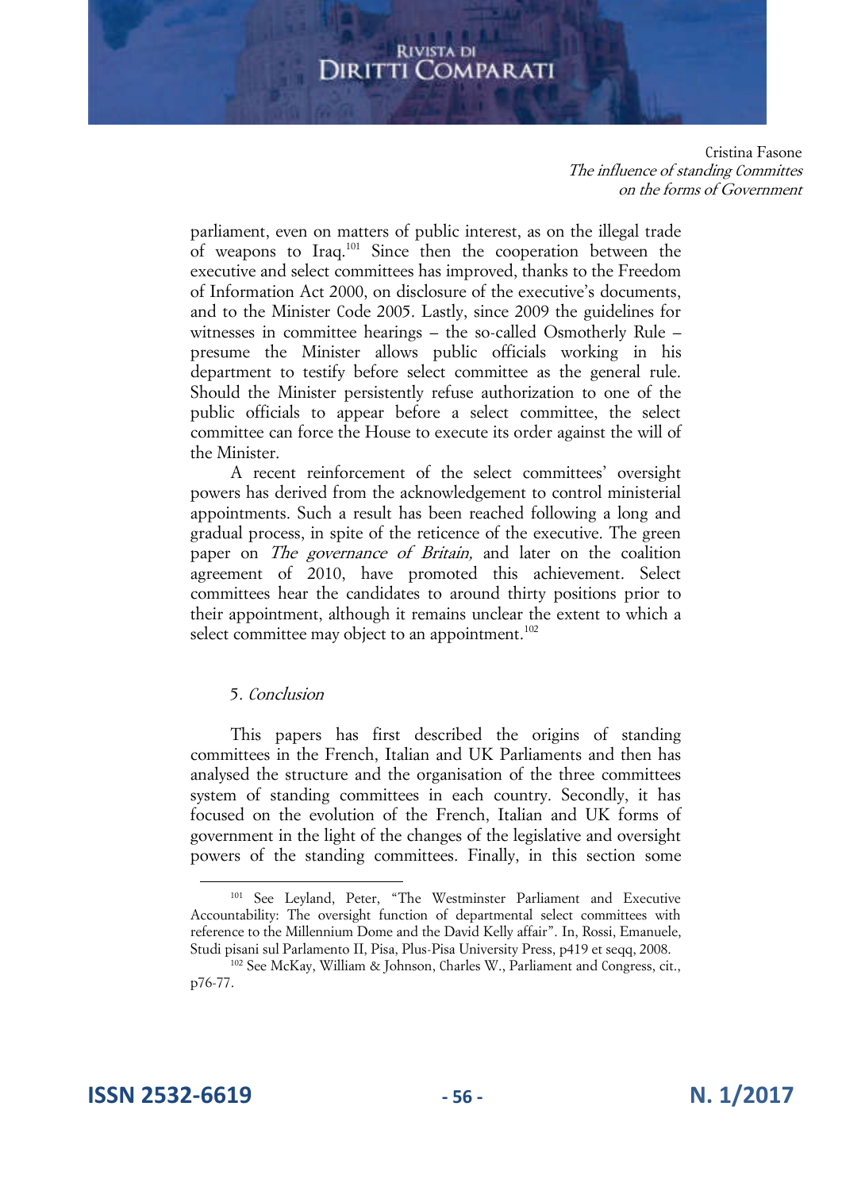parliament, even on matters of public interest, as on the illegal trade of weapons to Iraq.[101] Since then the cooperation between the executive and select committees has improved, thanks to the Freedom of Information Act 2000, on disclosure of the executive's documents, and to the Minister Code 2005. Lastly, since 2009 the guidelines for witnesses in committee hearings – the so-called Osmotherly Rule – presume the Minister allows public officials working in his department to testify before select committee as the general rule. Should the Minister persistently refuse authorization to one of the public officials to appear before a select committee, the select committee can force the House to execute its order against the will of the Minister.

A recent reinforcement of the select committees' oversight powers has derived from the acknowledgement to control ministerial appointments. Such a result has been reached following a long and gradual process, in spite of the reticence of the executive. The green paper on *The governance of Britain,* and later on the coalition agreement of 2010, have promoted this achievement. Select committees hear the candidates to around thirty positions prior to their appointment, although it remains unclear the extent to which a select committee may object to an appointment.[102]

### 5. *Conclusion*

This papers has first described the origins of standing committees in the French, Italian and UK Parliaments and then has analysed the structure and the organisation of the three committees system of standing committees in each country. Secondly, it has focused on the evolution of the French, Italian and UK forms of government in the light of the changes of the legislative and oversight powers of the standing committees. Finally, in this section some

---

[101] See Leyland, Peter, "The Westminster Parliament and Executive Accountability: The oversight function of departmental select committees with reference to the Millennium Dome and the David Kelly affair". In, Rossi, Emanuele, Studi pisani sul Parlamento II, Pisa, Plus-Pisa University Press, p419 et seqq, 2008.

[102] See McKay, William & Johnson, Charles W., Parliament and Congress, cit., p76-77.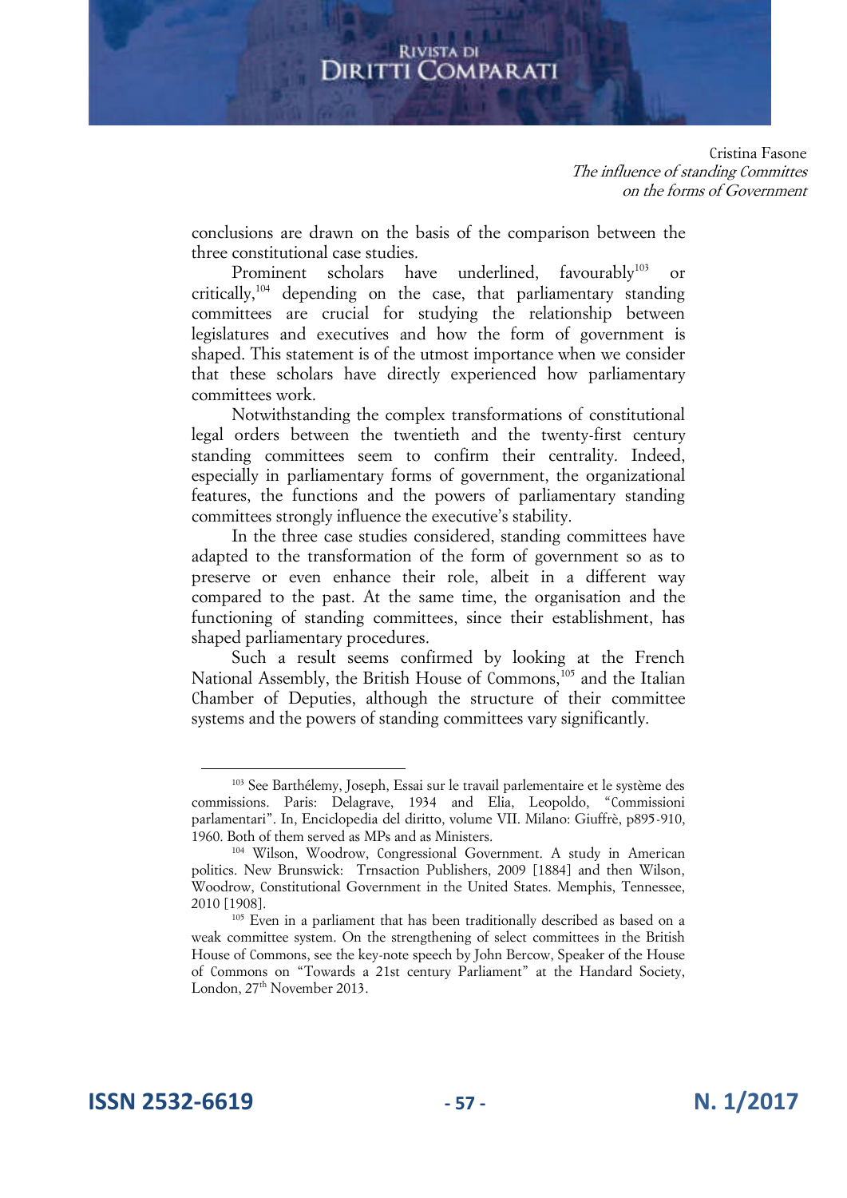conclusions are drawn on the basis of the comparison between the three constitutional case studies.

Prominent scholars have underlined, favourably[103] or critically,[104] depending on the case, that parliamentary standing committees are crucial for studying the relationship between legislatures and executives and how the form of government is shaped. This statement is of the utmost importance when we consider that these scholars have directly experienced how parliamentary committees work.

Notwithstanding the complex transformations of constitutional legal orders between the twentieth and the twenty-first century standing committees seem to confirm their centrality. Indeed, especially in parliamentary forms of government, the organizational features, the functions and the powers of parliamentary standing committees strongly influence the executive's stability.

In the three case studies considered, standing committees have adapted to the transformation of the form of government so as to preserve or even enhance their role, albeit in a different way compared to the past. At the same time, the organisation and the functioning of standing committees, since their establishment, has shaped parliamentary procedures.

Such a result seems confirmed by looking at the French National Assembly, the British House of Commons,[105] and the Italian Chamber of Deputies, although the structure of their committee systems and the powers of standing committees vary significantly.

---

[103] See Barthélemy, Joseph, Essai sur le travail parlementaire et le système des commissions. Paris: Delagrave, 1934 and Elia, Leopoldo, "Commissioni parlamentari". In, Enciclopedia del diritto, volume VII. Milano: Giuffrè, p895-910, 1960. Both of them served as MPs and as Ministers.

[104] Wilson, Woodrow, Congressional Government. A study in American politics. New Brunswick: Trnsaction Publishers, 2009 [1884] and then Wilson, Woodrow, Constitutional Government in the United States. Memphis, Tennessee, 2010 [1908].

[105] Even in a parliament that has been traditionally described as based on a weak committee system. On the strengthening of select committees in the British House of Commons, see the key-note speech by John Bercow, Speaker of the House of Commons on "Towards a 21st century Parliament" at the Handard Society, London, 27th November 2013.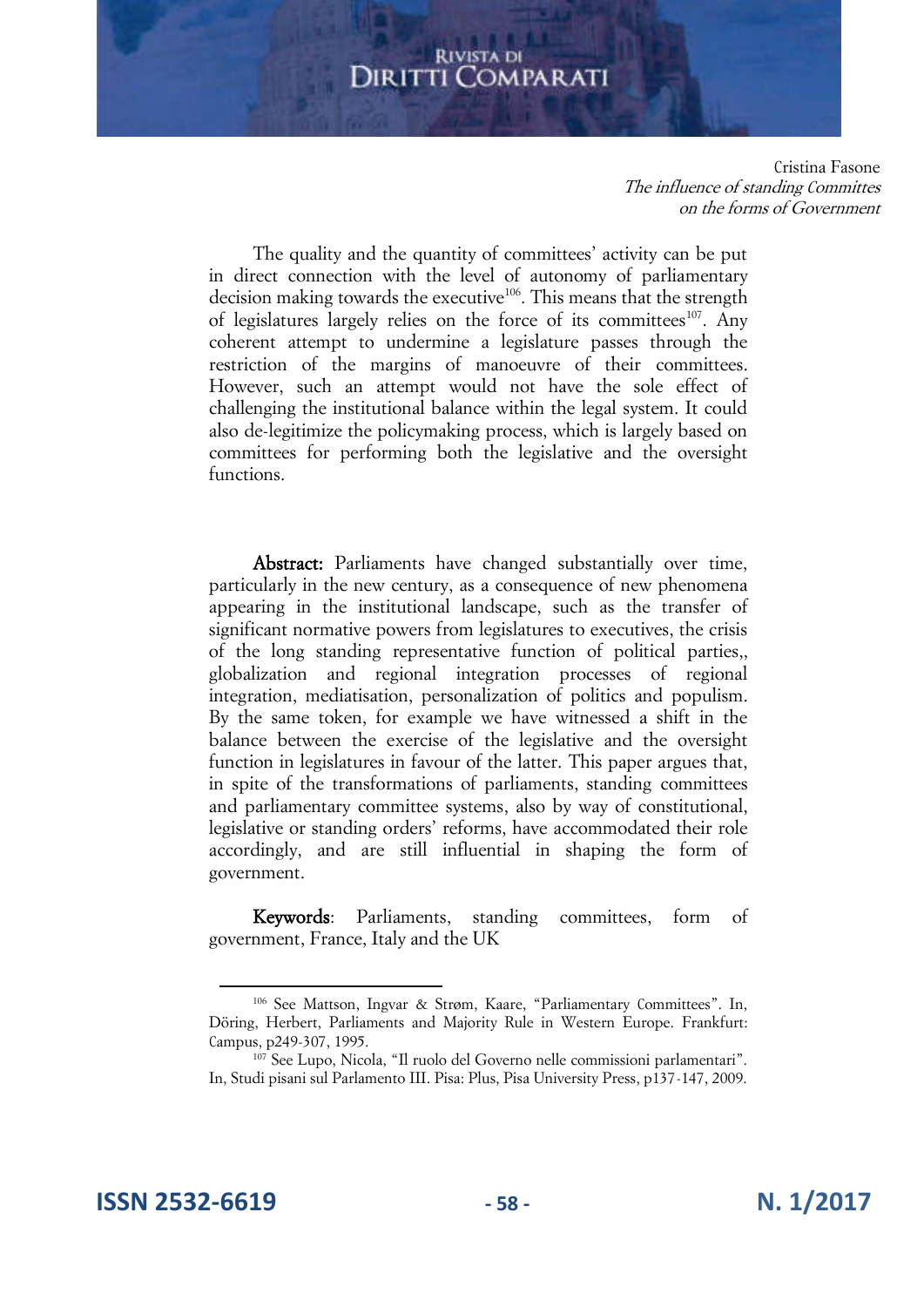The quality and the quantity of committees' activity can be put in direct connection with the level of autonomy of parliamentary decision making towards the executive[106]. This means that the strength of legislatures largely relies on the force of its committees[107]. Any coherent attempt to undermine a legislature passes through the restriction of the margins of manoeuvre of their committees. However, such an attempt would not have the sole effect of challenging the institutional balance within the legal system. It could also de-legitimize the policymaking process, which is largely based on committees for performing both the legislative and the oversight functions.

**Abstract:** Parliaments have changed substantially over time, particularly in the new century, as a consequence of new phenomena appearing in the institutional landscape, such as the transfer of significant normative powers from legislatures to executives, the crisis of the long standing representative function of political parties,, globalization and regional integration processes of regional integration, mediatisation, personalization of politics and populism. By the same token, for example we have witnessed a shift in the balance between the exercise of the legislative and the oversight function in legislatures in favour of the latter. This paper argues that, in spite of the transformations of parliaments, standing committees and parliamentary committee systems, also by way of constitutional, legislative or standing orders' reforms, have accommodated their role accordingly, and are still influential in shaping the form of government.

**Keywords**: Parliaments, standing committees, form of government, France, Italy and the UK

[106] See Mattson, Ingvar & Strøm, Kaare, "Parliamentary Committees". In, Döring, Herbert, Parliaments and Majority Rule in Western Europe. Frankfurt: Campus, p249-307, 1995.

[107] See Lupo, Nicola, "Il ruolo del Governo nelle commissioni parlamentari". In, Studi pisani sul Parlamento III. Pisa: Plus, Pisa University Press, p137-147, 2009.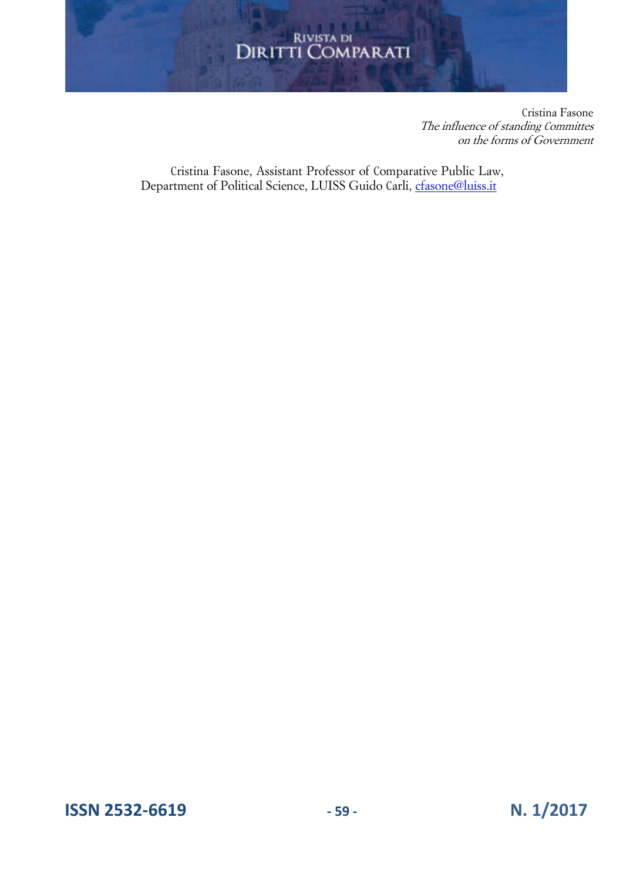Cristina Fasone, Assistant Professor of Comparative Public Law, Department of Political Science, LUISS Guido Carli, cfasone@luiss.it